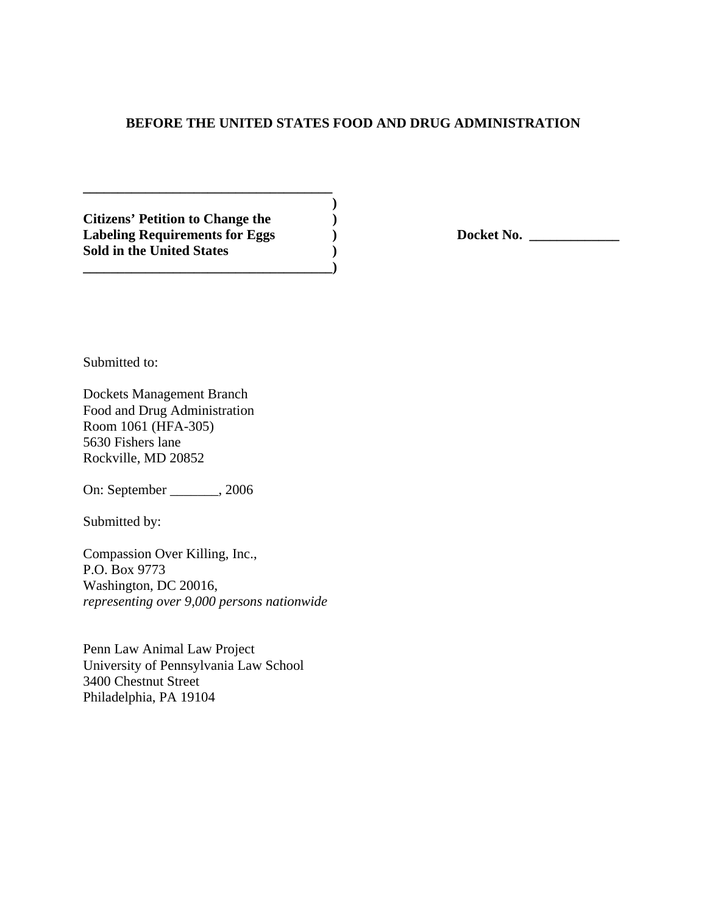**BEFORE THE UNITED STATES FOOD AND DRUG ADMINISTRATION**

**Citizens' Petition to Change the Labeling Requirements for Eggs Sold in the United States**

**Docket No. _____________**

Submitted to:

Dockets Management Branch
Food and Drug Administration
Room 1061 (HFA-305)
5630 Fishers lane
Rockville, MD 20852

On: September _______, 2006

Submitted by:

Compassion Over Killing, Inc.,
P.O. Box 9773
Washington, DC 20016,
*representing over 9,000 persons nationwide*

Penn Law Animal Law Project
University of Pennsylvania Law School
3400 Chestnut Street
Philadelphia, PA 19104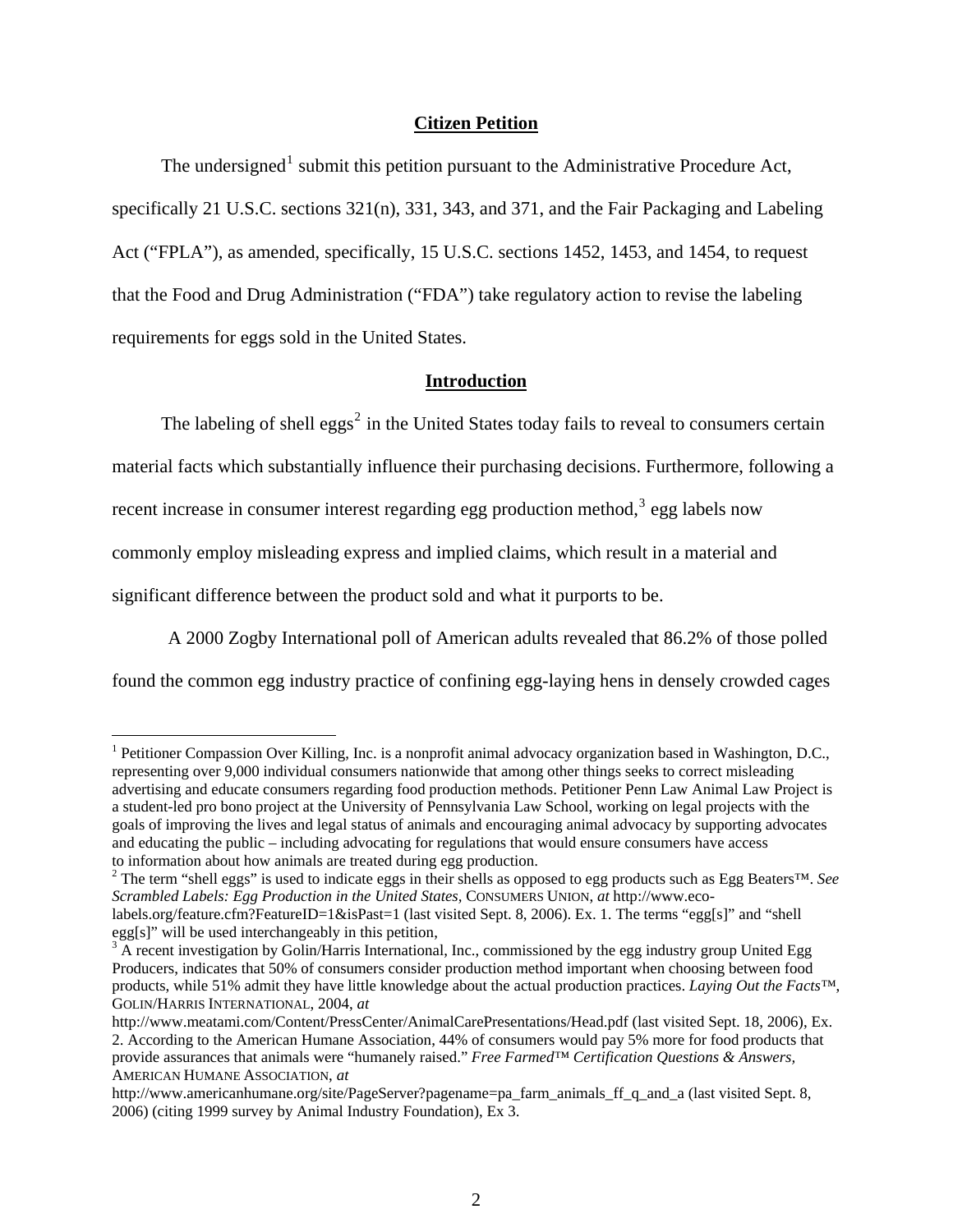## Citizen Petition

The undersigned[1] submit this petition pursuant to the Administrative Procedure Act, specifically 21 U.S.C. sections 321(n), 331, 343, and 371, and the Fair Packaging and Labeling Act ("FPLA"), as amended, specifically, 15 U.S.C. sections 1452, 1453, and 1454, to request that the Food and Drug Administration ("FDA") take regulatory action to revise the labeling requirements for eggs sold in the United States.

## Introduction

The labeling of shell eggs[2] in the United States today fails to reveal to consumers certain material facts which substantially influence their purchasing decisions. Furthermore, following a recent increase in consumer interest regarding egg production method,[3] egg labels now commonly employ misleading express and implied claims, which result in a material and significant difference between the product sold and what it purports to be.

A 2000 Zogby International poll of American adults revealed that 86.2% of those polled found the common egg industry practice of confining egg-laying hens in densely crowded cages

---

[1] Petitioner Compassion Over Killing, Inc. is a nonprofit animal advocacy organization based in Washington, D.C., representing over 9,000 individual consumers nationwide that among other things seeks to correct misleading advertising and educate consumers regarding food production methods. Petitioner Penn Law Animal Law Project is a student-led pro bono project at the University of Pennsylvania Law School, working on legal projects with the goals of improving the lives and legal status of animals and encouraging animal advocacy by supporting advocates and educating the public – including advocating for regulations that would ensure consumers have access to information about how animals are treated during egg production.

[2] The term "shell eggs" is used to indicate eggs in their shells as opposed to egg products such as Egg Beaters™. *See Scrambled Labels: Egg Production in the United States*, CONSUMERS UNION, *at* http://www.eco-labels.org/feature.cfm?FeatureID=1&isPast=1 (last visited Sept. 8, 2006). Ex. 1. The terms "egg[s]" and "shell egg[s]" will be used interchangeably in this petition,

[3] A recent investigation by Golin/Harris International, Inc., commissioned by the egg industry group United Egg Producers, indicates that 50% of consumers consider production method important when choosing between food products, while 51% admit they have little knowledge about the actual production practices. *Laying Out the Facts™*, GOLIN/HARRIS INTERNATIONAL, 2004, *at* http://www.meatami.com/Content/PressCenter/AnimalCarePresentations/Head.pdf (last visited Sept. 18, 2006), Ex. 2. According to the American Humane Association, 44% of consumers would pay 5% more for food products that provide assurances that animals were "humanely raised." *Free Farmed™ Certification Questions & Answers*, AMERICAN HUMANE ASSOCIATION, *at* http://www.americanhumane.org/site/PageServer?pagename=pa_farm_animals_ff_q_and_a (last visited Sept. 8, 2006) (citing 1999 survey by Animal Industry Foundation), Ex 3.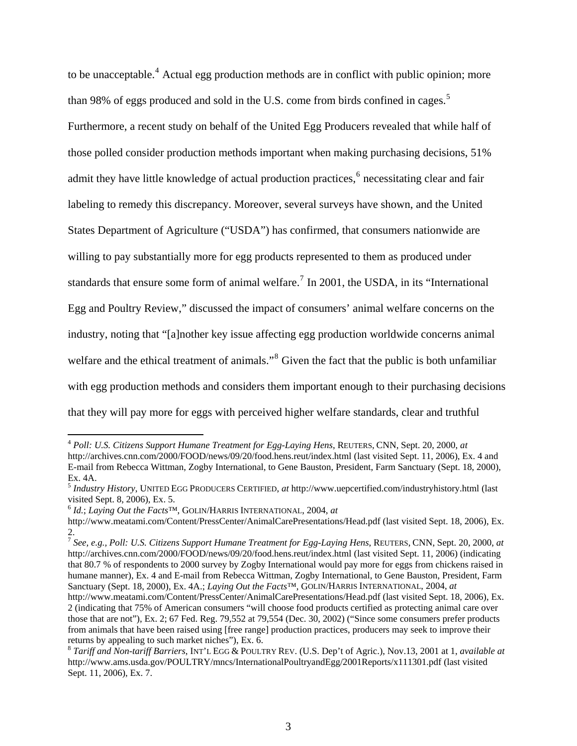to be unacceptable.[4] Actual egg production methods are in conflict with public opinion; more than 98% of eggs produced and sold in the U.S. come from birds confined in cages.[5] Furthermore, a recent study on behalf of the United Egg Producers revealed that while half of those polled consider production methods important when making purchasing decisions, 51% admit they have little knowledge of actual production practices,[6] necessitating clear and fair labeling to remedy this discrepancy. Moreover, several surveys have shown, and the United States Department of Agriculture ("USDA") has confirmed, that consumers nationwide are willing to pay substantially more for egg products represented to them as produced under standards that ensure some form of animal welfare.[7] In 2001, the USDA, in its "International Egg and Poultry Review," discussed the impact of consumers' animal welfare concerns on the industry, noting that "[a]nother key issue affecting egg production worldwide concerns animal welfare and the ethical treatment of animals."[8] Given the fact that the public is both unfamiliar with egg production methods and considers them important enough to their purchasing decisions that they will pay more for eggs with perceived higher welfare standards, clear and truthful

---

[4] *Poll: U.S. Citizens Support Humane Treatment for Egg-Laying Hens*, REUTERS, CNN, Sept. 20, 2000, *at* http://archives.cnn.com/2000/FOOD/news/09/20/food.hens.reut/index.html (last visited Sept. 11, 2006), Ex. 4 and E-mail from Rebecca Wittman, Zogby International, to Gene Bauston, President, Farm Sanctuary (Sept. 18, 2000), Ex. 4A.

[5] *Industry History*, UNITED EGG PRODUCERS CERTIFIED, *at* http://www.uepcertified.com/industryhistory.html (last visited Sept. 8, 2006), Ex. 5.

[6] *Id.*; *Laying Out the Facts*™, GOLIN/HARRIS INTERNATIONAL, 2004, *at* http://www.meatami.com/Content/PressCenter/AnimalCarePresentations/Head.pdf (last visited Sept. 18, 2006), Ex. 2.

[7] *See, e.g., Poll: U.S. Citizens Support Humane Treatment for Egg-Laying Hens*, REUTERS, CNN, Sept. 20, 2000, *at* http://archives.cnn.com/2000/FOOD/news/09/20/food.hens.reut/index.html (last visited Sept. 11, 2006) (indicating that 80.7 % of respondents to 2000 survey by Zogby International would pay more for eggs from chickens raised in humane manner), Ex. 4 and E-mail from Rebecca Wittman, Zogby International, to Gene Bauston, President, Farm Sanctuary (Sept. 18, 2000), Ex. 4A.; *Laying Out the Facts*™, GOLIN/HARRIS INTERNATIONAL, 2004, *at* http://www.meatami.com/Content/PressCenter/AnimalCarePresentations/Head.pdf (last visited Sept. 18, 2006), Ex. 2 (indicating that 75% of American consumers "will choose food products certified as protecting animal care over those that are not"), Ex. 2; 67 Fed. Reg. 79,552 at 79,554 (Dec. 30, 2002) ("Since some consumers prefer products from animals that have been raised using [free range] production practices, producers may seek to improve their returns by appealing to such market niches"), Ex. 6.

[8] *Tariff and Non-tariff Barriers*, INT'L EGG & POULTRY REV. (U.S. Dep't of Agric.), Nov.13, 2001 at 1, *available at* http://www.ams.usda.gov/POULTRY/mncs/InternationalPoultryandEgg/2001Reports/x111301.pdf (last visited Sept. 11, 2006), Ex. 7.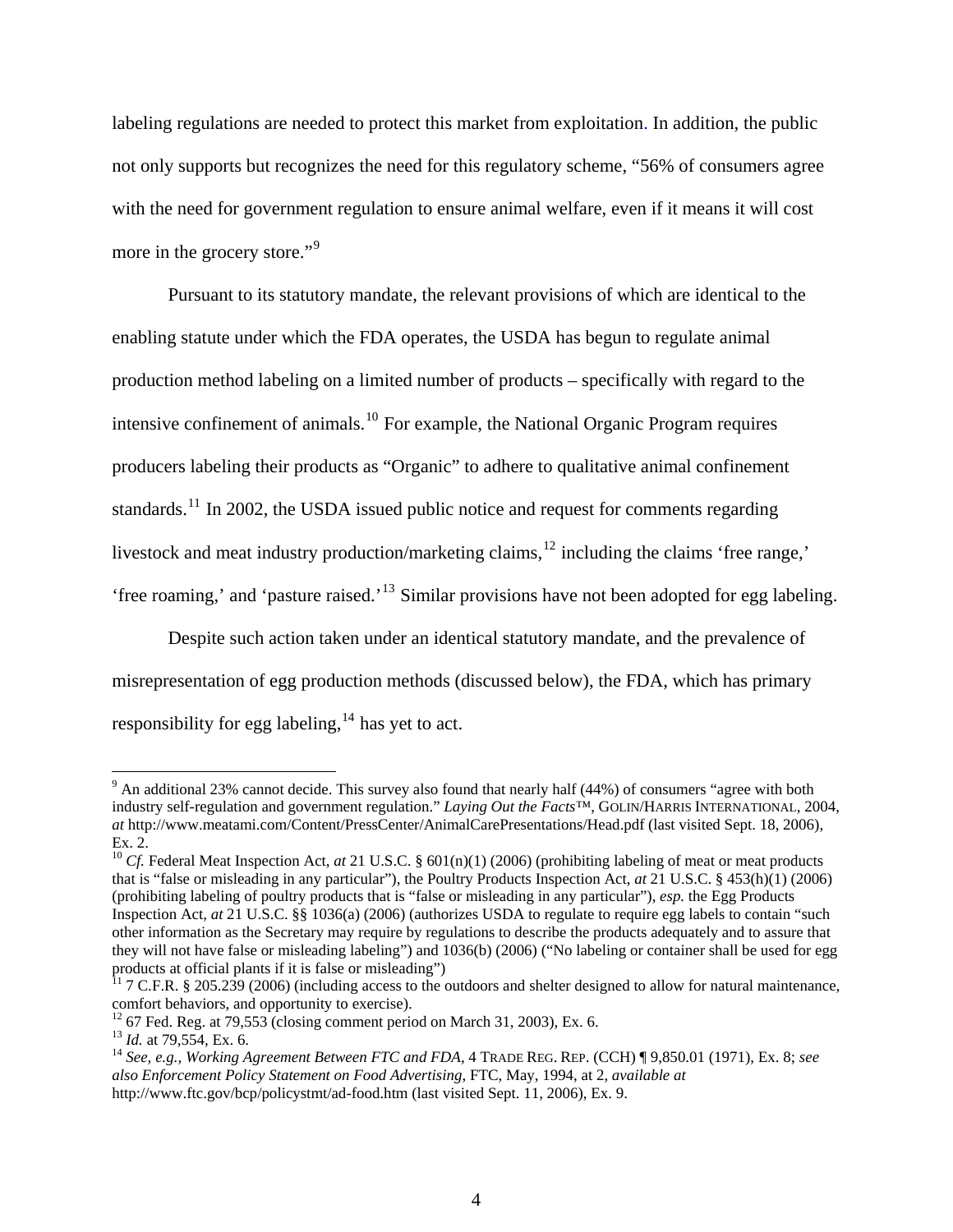labeling regulations are needed to protect this market from exploitation. In addition, the public not only supports but recognizes the need for this regulatory scheme, "56% of consumers agree with the need for government regulation to ensure animal welfare, even if it means it will cost more in the grocery store."[9]

Pursuant to its statutory mandate, the relevant provisions of which are identical to the enabling statute under which the FDA operates, the USDA has begun to regulate animal production method labeling on a limited number of products – specifically with regard to the intensive confinement of animals.[10] For example, the National Organic Program requires producers labeling their products as "Organic" to adhere to qualitative animal confinement standards.[11] In 2002, the USDA issued public notice and request for comments regarding livestock and meat industry production/marketing claims,[12] including the claims 'free range,' 'free roaming,' and 'pasture raised.'[13] Similar provisions have not been adopted for egg labeling.

Despite such action taken under an identical statutory mandate, and the prevalence of misrepresentation of egg production methods (discussed below), the FDA, which has primary responsibility for egg labeling,[14] has yet to act.

---

[9] An additional 23% cannot decide. This survey also found that nearly half (44%) of consumers "agree with both industry self-regulation and government regulation." *Laying Out the Facts™*, GOLIN/HARRIS INTERNATIONAL, 2004, *at* http://www.meatami.com/Content/PressCenter/AnimalCarePresentations/Head.pdf (last visited Sept. 18, 2006), Ex. 2.

[10] *Cf.* Federal Meat Inspection Act, *at* 21 U.S.C. § 601(n)(1) (2006) (prohibiting labeling of meat or meat products that is "false or misleading in any particular"), the Poultry Products Inspection Act, *at* 21 U.S.C. § 453(h)(1) (2006) (prohibiting labeling of poultry products that is "false or misleading in any particular"), *esp.* the Egg Products Inspection Act, *at* 21 U.S.C. §§ 1036(a) (2006) (authorizes USDA to regulate to require egg labels to contain "such other information as the Secretary may require by regulations to describe the products adequately and to assure that they will not have false or misleading labeling") and 1036(b) (2006) ("No labeling or container shall be used for egg products at official plants if it is false or misleading")

[11] 7 C.F.R. § 205.239 (2006) (including access to the outdoors and shelter designed to allow for natural maintenance, comfort behaviors, and opportunity to exercise).

[12] 67 Fed. Reg. at 79,553 (closing comment period on March 31, 2003), Ex. 6.

[13] *Id.* at 79,554, Ex. 6.

[14] *See, e.g., Working Agreement Between FTC and FDA*, 4 TRADE REG. REP. (CCH) ¶ 9,850.01 (1971), Ex. 8; *see also Enforcement Policy Statement on Food Advertising*, FTC, May, 1994, at 2, *available at* http://www.ftc.gov/bcp/policystmt/ad-food.htm (last visited Sept. 11, 2006), Ex. 9.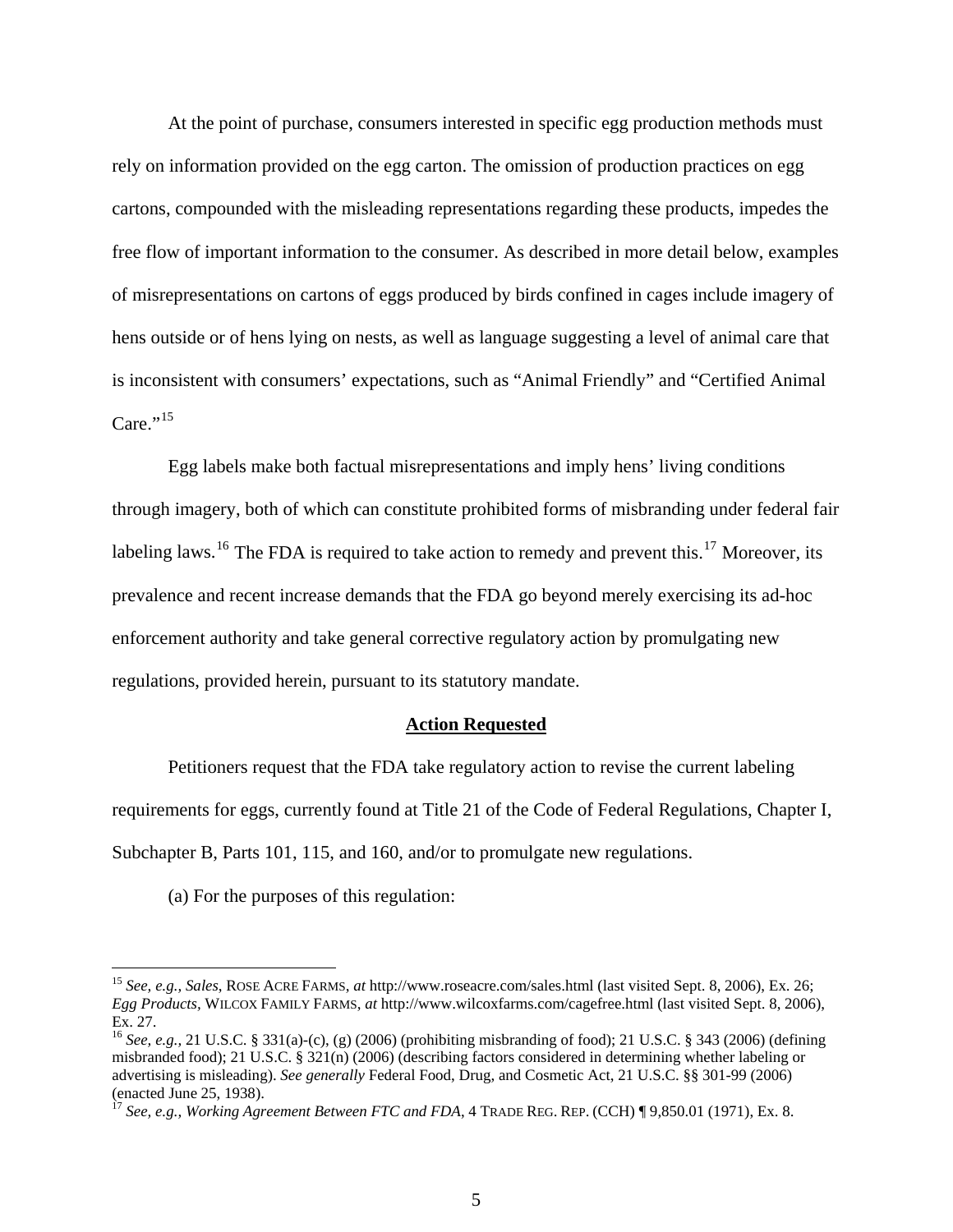At the point of purchase, consumers interested in specific egg production methods must rely on information provided on the egg carton. The omission of production practices on egg cartons, compounded with the misleading representations regarding these products, impedes the free flow of important information to the consumer. As described in more detail below, examples of misrepresentations on cartons of eggs produced by birds confined in cages include imagery of hens outside or of hens lying on nests, as well as language suggesting a level of animal care that is inconsistent with consumers' expectations, such as "Animal Friendly" and "Certified Animal Care."[15]

Egg labels make both factual misrepresentations and imply hens' living conditions through imagery, both of which can constitute prohibited forms of misbranding under federal fair labeling laws.[16] The FDA is required to take action to remedy and prevent this.[17] Moreover, its prevalence and recent increase demands that the FDA go beyond merely exercising its ad-hoc enforcement authority and take general corrective regulatory action by promulgating new regulations, provided herein, pursuant to its statutory mandate.

**Action Requested**

Petitioners request that the FDA take regulatory action to revise the current labeling requirements for eggs, currently found at Title 21 of the Code of Federal Regulations, Chapter I, Subchapter B, Parts 101, 115, and 160, and/or to promulgate new regulations.

(a) For the purposes of this regulation:

---

[15] *See, e.g., Sales*, ROSE ACRE FARMS, *at* http://www.roseacre.com/sales.html (last visited Sept. 8, 2006), Ex. 26; *Egg Products*, WILCOX FAMILY FARMS, *at* http://www.wilcoxfarms.com/cagefree.html (last visited Sept. 8, 2006), Ex. 27.

[16] *See, e.g.,* 21 U.S.C. § 331(a)-(c), (g) (2006) (prohibiting misbranding of food); 21 U.S.C. § 343 (2006) (defining misbranded food); 21 U.S.C. § 321(n) (2006) (describing factors considered in determining whether labeling or advertising is misleading). *See generally* Federal Food, Drug, and Cosmetic Act, 21 U.S.C. §§ 301-99 (2006) (enacted June 25, 1938).

[17] *See, e.g., Working Agreement Between FTC and FDA*, 4 TRADE REG. REP. (CCH) ¶ 9,850.01 (1971), Ex. 8.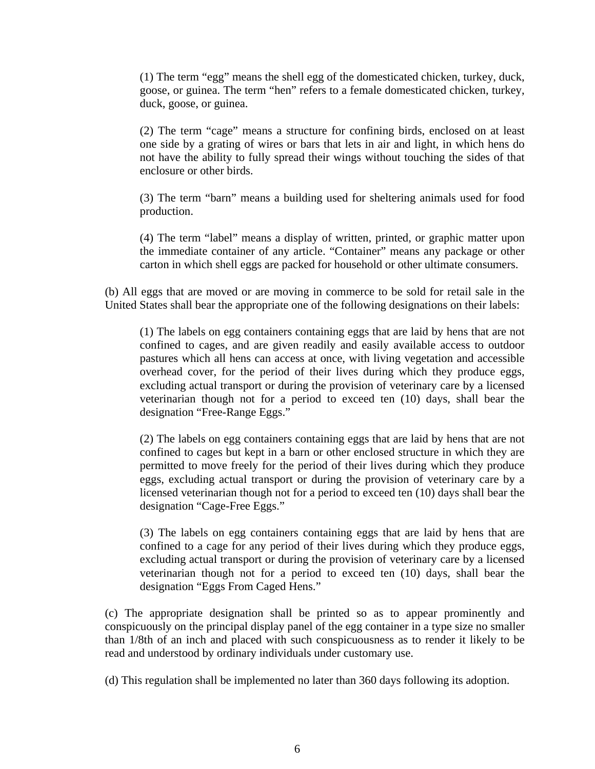(1) The term “egg” means the shell egg of the domesticated chicken, turkey, duck, goose, or guinea. The term “hen” refers to a female domesticated chicken, turkey, duck, goose, or guinea.

(2) The term “cage” means a structure for confining birds, enclosed on at least one side by a grating of wires or bars that lets in air and light, in which hens do not have the ability to fully spread their wings without touching the sides of that enclosure or other birds.

(3) The term “barn” means a building used for sheltering animals used for food production.

(4) The term “label” means a display of written, printed, or graphic matter upon the immediate container of any article. “Container” means any package or other carton in which shell eggs are packed for household or other ultimate consumers.

(b) All eggs that are moved or are moving in commerce to be sold for retail sale in the United States shall bear the appropriate one of the following designations on their labels:

(1) The labels on egg containers containing eggs that are laid by hens that are not confined to cages, and are given readily and easily available access to outdoor pastures which all hens can access at once, with living vegetation and accessible overhead cover, for the period of their lives during which they produce eggs, excluding actual transport or during the provision of veterinary care by a licensed veterinarian though not for a period to exceed ten (10) days, shall bear the designation “Free-Range Eggs.”

(2) The labels on egg containers containing eggs that are laid by hens that are not confined to cages but kept in a barn or other enclosed structure in which they are permitted to move freely for the period of their lives during which they produce eggs, excluding actual transport or during the provision of veterinary care by a licensed veterinarian though not for a period to exceed ten (10) days shall bear the designation “Cage-Free Eggs.”

(3) The labels on egg containers containing eggs that are laid by hens that are confined to a cage for any period of their lives during which they produce eggs, excluding actual transport or during the provision of veterinary care by a licensed veterinarian though not for a period to exceed ten (10) days, shall bear the designation “Eggs From Caged Hens.”

(c) The appropriate designation shall be printed so as to appear prominently and conspicuously on the principal display panel of the egg container in a type size no smaller than 1/8th of an inch and placed with such conspicuousness as to render it likely to be read and understood by ordinary individuals under customary use.

(d) This regulation shall be implemented no later than 360 days following its adoption.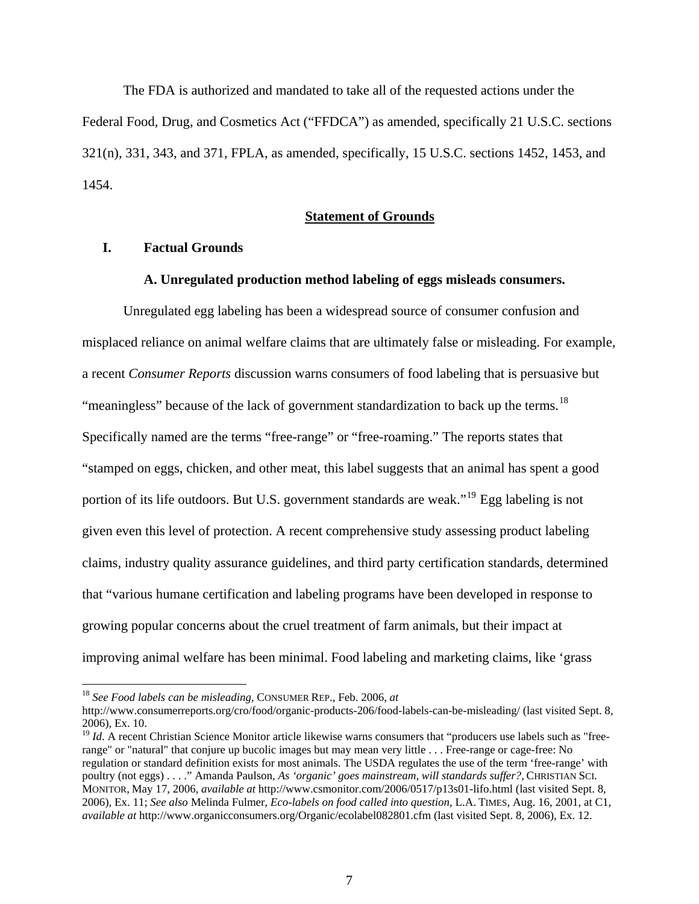The FDA is authorized and mandated to take all of the requested actions under the Federal Food, Drug, and Cosmetics Act ("FFDCA") as amended, specifically 21 U.S.C. sections 321(n), 331, 343, and 371, FPLA, as amended, specifically, 15 U.S.C. sections 1452, 1453, and 1454.

## Statement of Grounds

### I. Factual Grounds

#### A. Unregulated production method labeling of eggs misleads consumers.

Unregulated egg labeling has been a widespread source of consumer confusion and misplaced reliance on animal welfare claims that are ultimately false or misleading. For example, a recent *Consumer Reports* discussion warns consumers of food labeling that is persuasive but "meaningless" because of the lack of government standardization to back up the terms.[18] Specifically named are the terms "free-range" or "free-roaming." The reports states that "stamped on eggs, chicken, and other meat, this label suggests that an animal has spent a good portion of its life outdoors. But U.S. government standards are weak."[19] Egg labeling is not given even this level of protection. A recent comprehensive study assessing product labeling claims, industry quality assurance guidelines, and third party certification standards, determined that "various humane certification and labeling programs have been developed in response to growing popular concerns about the cruel treatment of farm animals, but their impact at improving animal welfare has been minimal. Food labeling and marketing claims, like 'grass

---

[18] *See Food labels can be misleading*, CONSUMER REP., Feb. 2006, *at* http://www.consumerreports.org/cro/food/organic-products-206/food-labels-can-be-misleading/ (last visited Sept. 8, 2006), Ex. 10.

[19] *Id*. A recent Christian Science Monitor article likewise warns consumers that "producers use labels such as "free-range" or "natural" that conjure up bucolic images but may mean very little . . . Free-range or cage-free: No regulation or standard definition exists for most animals. The USDA regulates the use of the term 'free-range' with poultry (not eggs) . . . ." Amanda Paulson, *As 'organic' goes mainstream, will standards suffer?*, CHRISTIAN SCI. MONITOR, May 17, 2006, *available at* http://www.csmonitor.com/2006/0517/p13s01-lifo.html (last visited Sept. 8, 2006), Ex. 11; *See also* Melinda Fulmer, *Eco-labels on food called into question*, L.A. TIMES, Aug. 16, 2001, at C1, *available at* http://www.organicconsumers.org/Organic/ecolabel082801.cfm (last visited Sept. 8, 2006), Ex. 12.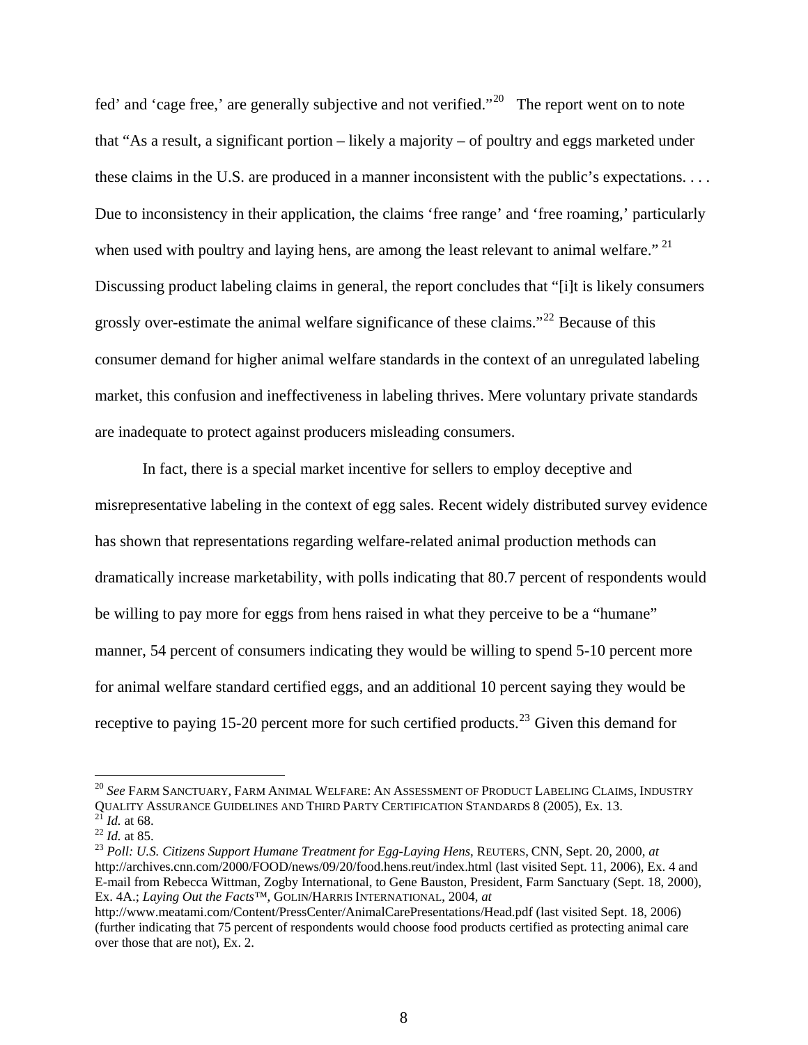fed' and 'cage free,' are generally subjective and not verified."[20] The report went on to note that "As a result, a significant portion – likely a majority – of poultry and eggs marketed under these claims in the U.S. are produced in a manner inconsistent with the public's expectations. . . . Due to inconsistency in their application, the claims 'free range' and 'free roaming,' particularly when used with poultry and laying hens, are among the least relevant to animal welfare." [21] Discussing product labeling claims in general, the report concludes that "[i]t is likely consumers grossly over-estimate the animal welfare significance of these claims."[22] Because of this consumer demand for higher animal welfare standards in the context of an unregulated labeling market, this confusion and ineffectiveness in labeling thrives. Mere voluntary private standards are inadequate to protect against producers misleading consumers.

In fact, there is a special market incentive for sellers to employ deceptive and misrepresentative labeling in the context of egg sales. Recent widely distributed survey evidence has shown that representations regarding welfare-related animal production methods can dramatically increase marketability, with polls indicating that 80.7 percent of respondents would be willing to pay more for eggs from hens raised in what they perceive to be a "humane" manner, 54 percent of consumers indicating they would be willing to spend 5-10 percent more for animal welfare standard certified eggs, and an additional 10 percent saying they would be receptive to paying 15-20 percent more for such certified products.[23] Given this demand for

---

[20] *See* FARM SANCTUARY, FARM ANIMAL WELFARE: AN ASSESSMENT OF PRODUCT LABELING CLAIMS, INDUSTRY QUALITY ASSURANCE GUIDELINES AND THIRD PARTY CERTIFICATION STANDARDS 8 (2005), Ex. 13.

[21] *Id.* at 68.

[22] *Id.* at 85.

[23] *Poll: U.S. Citizens Support Humane Treatment for Egg-Laying Hens*, REUTERS, CNN, Sept. 20, 2000, *at* http://archives.cnn.com/2000/FOOD/news/09/20/food.hens.reut/index.html (last visited Sept. 11, 2006), Ex. 4 and E-mail from Rebecca Wittman, Zogby International, to Gene Bauston, President, Farm Sanctuary (Sept. 18, 2000), Ex. 4A.; *Laying Out the Facts™*, GOLIN/HARRIS INTERNATIONAL, 2004, *at* http://www.meatami.com/Content/PressCenter/AnimalCarePresentations/Head.pdf (last visited Sept. 18, 2006) (further indicating that 75 percent of respondents would choose food products certified as protecting animal care over those that are not), Ex. 2.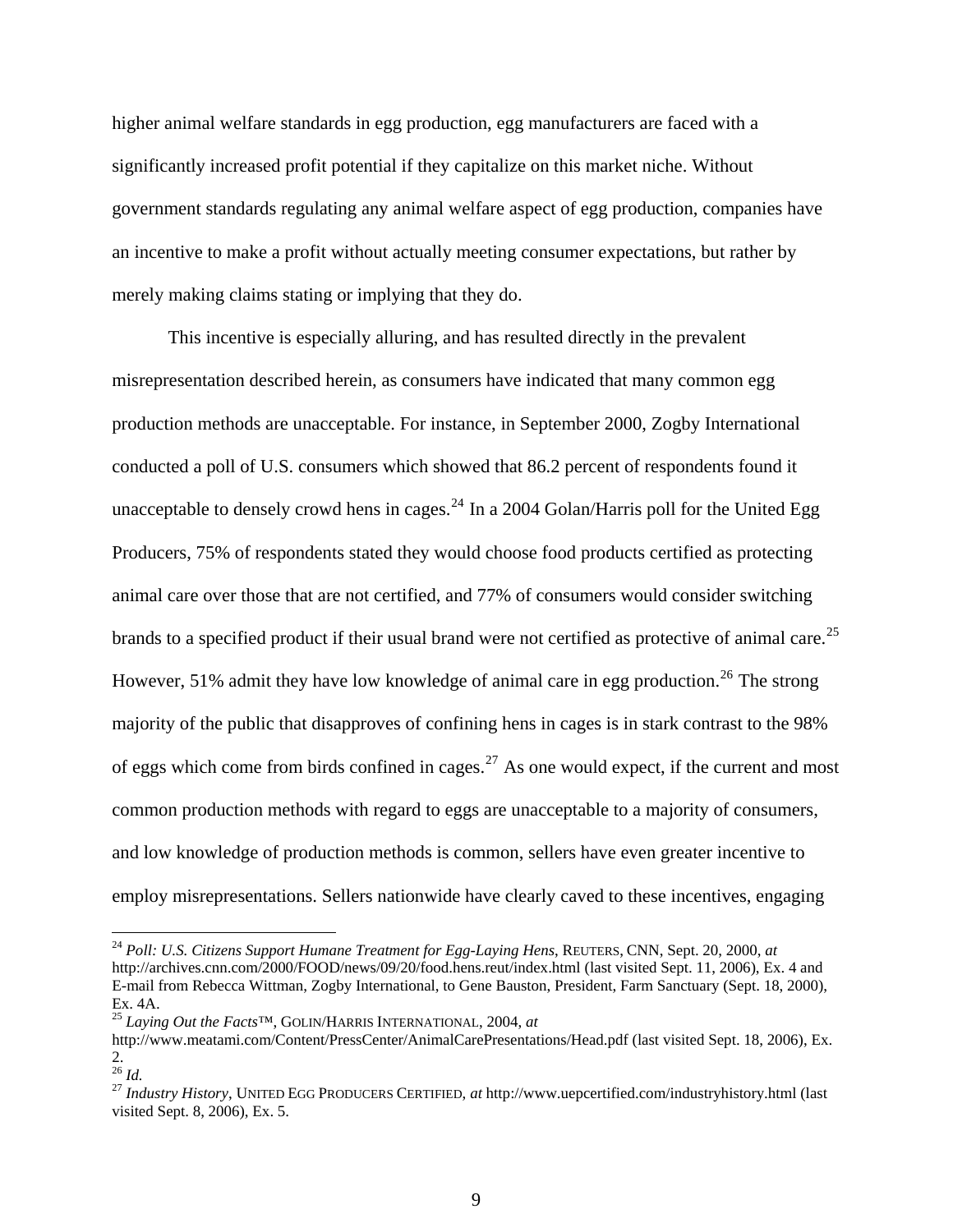higher animal welfare standards in egg production, egg manufacturers are faced with a significantly increased profit potential if they capitalize on this market niche. Without government standards regulating any animal welfare aspect of egg production, companies have an incentive to make a profit without actually meeting consumer expectations, but rather by merely making claims stating or implying that they do.

This incentive is especially alluring, and has resulted directly in the prevalent misrepresentation described herein, as consumers have indicated that many common egg production methods are unacceptable. For instance, in September 2000, Zogby International conducted a poll of U.S. consumers which showed that 86.2 percent of respondents found it unacceptable to densely crowd hens in cages.[24] In a 2004 Golan/Harris poll for the United Egg Producers, 75% of respondents stated they would choose food products certified as protecting animal care over those that are not certified, and 77% of consumers would consider switching brands to a specified product if their usual brand were not certified as protective of animal care.[25] However, 51% admit they have low knowledge of animal care in egg production.[26] The strong majority of the public that disapproves of confining hens in cages is in stark contrast to the 98% of eggs which come from birds confined in cages.[27] As one would expect, if the current and most common production methods with regard to eggs are unacceptable to a majority of consumers, and low knowledge of production methods is common, sellers have even greater incentive to employ misrepresentations. Sellers nationwide have clearly caved to these incentives, engaging

---

[24] *Poll: U.S. Citizens Support Humane Treatment for Egg-Laying Hens*, REUTERS, CNN, Sept. 20, 2000, *at* http://archives.cnn.com/2000/FOOD/news/09/20/food.hens.reut/index.html (last visited Sept. 11, 2006), Ex. 4 and E-mail from Rebecca Wittman, Zogby International, to Gene Bauston, President, Farm Sanctuary (Sept. 18, 2000), Ex. 4A.

[25] *Laying Out the Facts™*, GOLIN/HARRIS INTERNATIONAL, 2004, *at* http://www.meatami.com/Content/PressCenter/AnimalCarePresentations/Head.pdf (last visited Sept. 18, 2006), Ex. 2.

[26] *Id.*

[27] *Industry History*, UNITED EGG PRODUCERS CERTIFIED, *at* http://www.uepcertified.com/industryhistory.html (last visited Sept. 8, 2006), Ex. 5.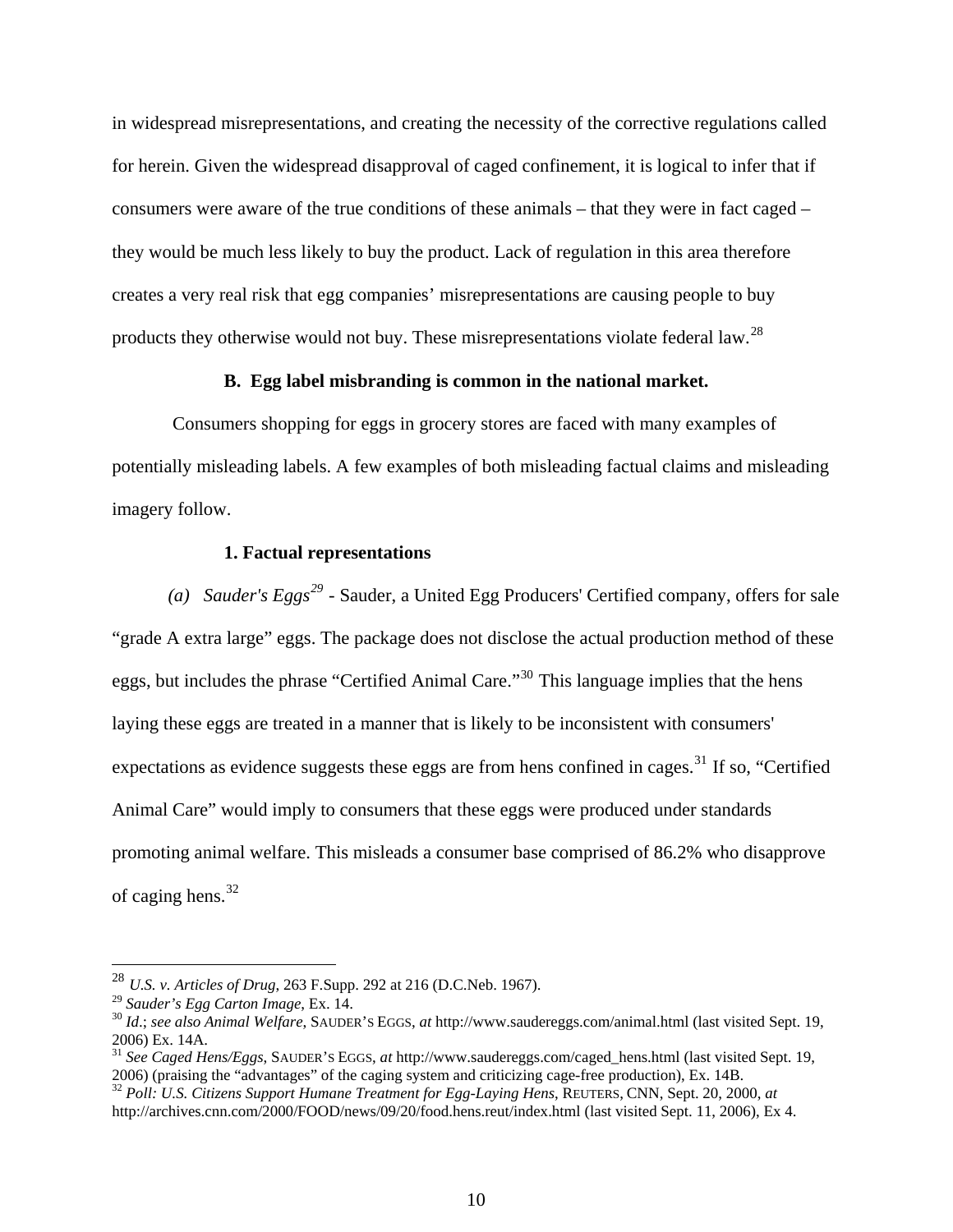in widespread misrepresentations, and creating the necessity of the corrective regulations called for herein. Given the widespread disapproval of caged confinement, it is logical to infer that if consumers were aware of the true conditions of these animals – that they were in fact caged – they would be much less likely to buy the product. Lack of regulation in this area therefore creates a very real risk that egg companies' misrepresentations are causing people to buy products they otherwise would not buy. These misrepresentations violate federal law.[28]

**B. Egg label misbranding is common in the national market.**

Consumers shopping for eggs in grocery stores are faced with many examples of potentially misleading labels. A few examples of both misleading factual claims and misleading imagery follow.

**1. Factual representations**

*(a) Sauder's Eggs*[29] - Sauder, a United Egg Producers' Certified company, offers for sale "grade A extra large" eggs. The package does not disclose the actual production method of these eggs, but includes the phrase "Certified Animal Care."[30] This language implies that the hens laying these eggs are treated in a manner that is likely to be inconsistent with consumers' expectations as evidence suggests these eggs are from hens confined in cages.[31] If so, "Certified Animal Care" would imply to consumers that these eggs were produced under standards promoting animal welfare. This misleads a consumer base comprised of 86.2% who disapprove of caging hens.[32]

---

[28] *U.S. v. Articles of Drug*, 263 F.Supp. 292 at 216 (D.C.Neb. 1967).

[29] *Sauder's Egg Carton Image*, Ex. 14.

[30] *Id*.; *see also Animal Welfare*, SAUDER'S EGGS, *at* http://www.saudereggs.com/animal.html (last visited Sept. 19, 2006) Ex. 14A.

[31] *See Caged Hens/Eggs*, SAUDER'S EGGS, *at* http://www.saudereggs.com/caged_hens.html (last visited Sept. 19, 2006) (praising the "advantages" of the caging system and criticizing cage-free production), Ex. 14B.

[32] *Poll: U.S. Citizens Support Humane Treatment for Egg-Laying Hens*, REUTERS, CNN, Sept. 20, 2000, *at* http://archives.cnn.com/2000/FOOD/news/09/20/food.hens.reut/index.html (last visited Sept. 11, 2006), Ex 4.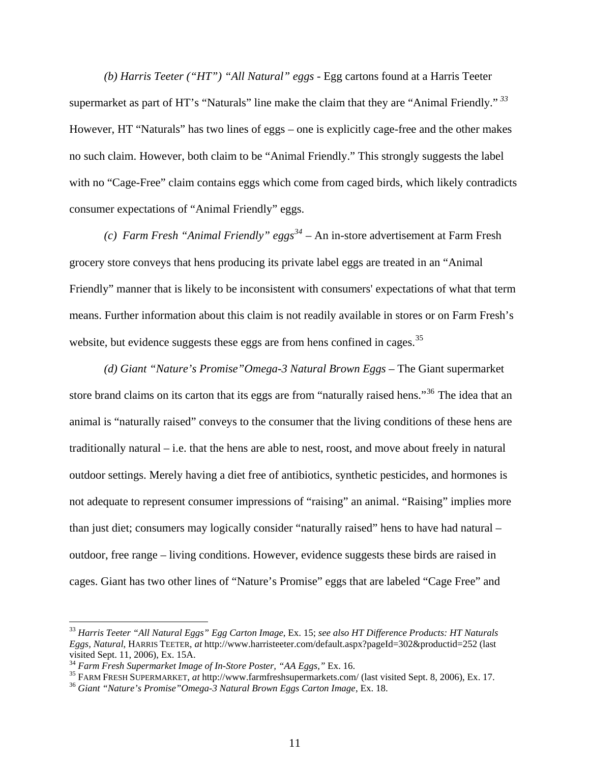*(b) Harris Teeter ("HT") "All Natural" eggs* - Egg cartons found at a Harris Teeter supermarket as part of HT's "Naturals" line make the claim that they are "Animal Friendly." [33] However, HT "Naturals" has two lines of eggs – one is explicitly cage-free and the other makes no such claim. However, both claim to be "Animal Friendly." This strongly suggests the label with no "Cage-Free" claim contains eggs which come from caged birds, which likely contradicts consumer expectations of "Animal Friendly" eggs.

*(c) Farm Fresh "Animal Friendly" eggs*[34] – An in-store advertisement at Farm Fresh grocery store conveys that hens producing its private label eggs are treated in an "Animal Friendly" manner that is likely to be inconsistent with consumers' expectations of what that term means. Further information about this claim is not readily available in stores or on Farm Fresh's website, but evidence suggests these eggs are from hens confined in cages.[35]

*(d) Giant "Nature's Promise"Omega-3 Natural Brown Eggs* – The Giant supermarket store brand claims on its carton that its eggs are from "naturally raised hens."[36] The idea that an animal is "naturally raised" conveys to the consumer that the living conditions of these hens are traditionally natural – i.e. that the hens are able to nest, roost, and move about freely in natural outdoor settings. Merely having a diet free of antibiotics, synthetic pesticides, and hormones is not adequate to represent consumer impressions of "raising" an animal. "Raising" implies more than just diet; consumers may logically consider "naturally raised" hens to have had natural – outdoor, free range – living conditions. However, evidence suggests these birds are raised in cages. Giant has two other lines of "Nature's Promise" eggs that are labeled "Cage Free" and

---

[33] *Harris Teeter "All Natural Eggs" Egg Carton Image*, Ex. 15; *see also HT Difference Products: HT Naturals Eggs, Natural*, HARRIS TEETER, *at* http://www.harristeeter.com/default.aspx?pageId=302&productid=252 (last visited Sept. 11, 2006), Ex. 15A.

[34] *Farm Fresh Supermarket Image of In-Store Poster, "AA Eggs,"* Ex. 16.

[35] FARM FRESH SUPERMARKET, *at* http://www.farmfreshsupermarkets.com/ (last visited Sept. 8, 2006), Ex. 17.

[36] *Giant "Nature's Promise"Omega-3 Natural Brown Eggs Carton Image*, Ex. 18.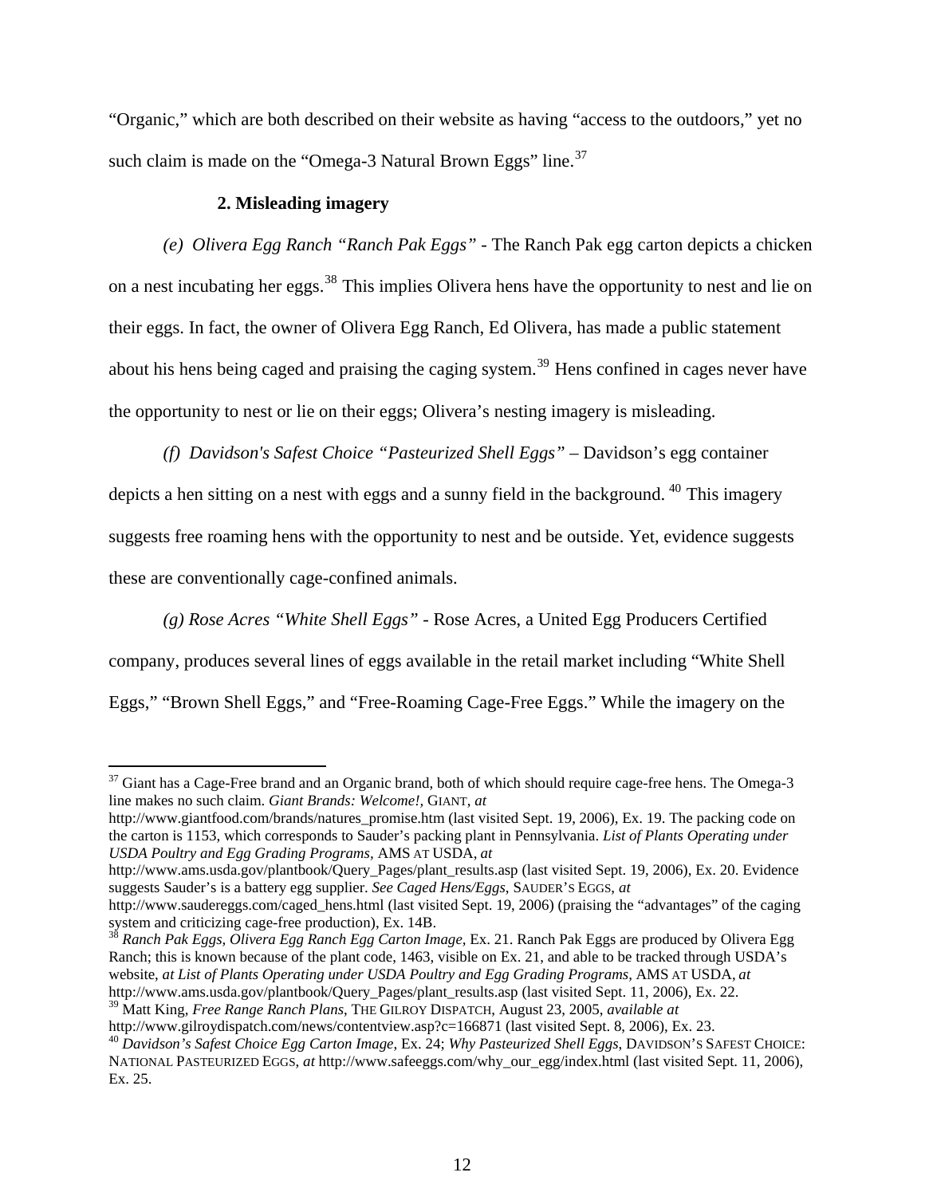"Organic," which are both described on their website as having "access to the outdoors," yet no such claim is made on the "Omega-3 Natural Brown Eggs" line.[37]

### 2. Misleading imagery

*(e) Olivera Egg Ranch "Ranch Pak Eggs"* - The Ranch Pak egg carton depicts a chicken on a nest incubating her eggs.[38] This implies Olivera hens have the opportunity to nest and lie on their eggs. In fact, the owner of Olivera Egg Ranch, Ed Olivera, has made a public statement about his hens being caged and praising the caging system.[39] Hens confined in cages never have the opportunity to nest or lie on their eggs; Olivera's nesting imagery is misleading.

*(f) Davidson's Safest Choice "Pasteurized Shell Eggs"* – Davidson's egg container depicts a hen sitting on a nest with eggs and a sunny field in the background.[40] This imagery suggests free roaming hens with the opportunity to nest and be outside. Yet, evidence suggests these are conventionally cage-confined animals.

*(g) Rose Acres "White Shell Eggs"* - Rose Acres, a United Egg Producers Certified company, produces several lines of eggs available in the retail market including "White Shell Eggs," "Brown Shell Eggs," and "Free-Roaming Cage-Free Eggs." While the imagery on the

---

[37] Giant has a Cage-Free brand and an Organic brand, both of which should require cage-free hens. The Omega-3 line makes no such claim. *Giant Brands: Welcome!*, GIANT, *at* http://www.giantfood.com/brands/natures_promise.htm (last visited Sept. 19, 2006), Ex. 19. The packing code on the carton is 1153, which corresponds to Sauder's packing plant in Pennsylvania. *List of Plants Operating under USDA Poultry and Egg Grading Programs*, AMS AT USDA, *at* http://www.ams.usda.gov/plantbook/Query_Pages/plant_results.asp (last visited Sept. 19, 2006), Ex. 20. Evidence suggests Sauder's is a battery egg supplier. *See Caged Hens/Eggs*, SAUDER'S EGGS, *at* http://www.saudereggs.com/caged_hens.html (last visited Sept. 19, 2006) (praising the "advantages" of the caging system and criticizing cage-free production), Ex. 14B.

[38] *Ranch Pak Eggs, Olivera Egg Ranch Egg Carton Image*, Ex. 21. Ranch Pak Eggs are produced by Olivera Egg Ranch; this is known because of the plant code, 1463, visible on Ex. 21, and able to be tracked through USDA's website, *at List of Plants Operating under USDA Poultry and Egg Grading Programs*, AMS AT USDA, *at* http://www.ams.usda.gov/plantbook/Query_Pages/plant_results.asp (last visited Sept. 11, 2006), Ex. 22.

[39] Matt King, *Free Range Ranch Plans*, THE GILROY DISPATCH, August 23, 2005, *available at* http://www.gilroydispatch.com/news/contentview.asp?c=166871 (last visited Sept. 8, 2006), Ex. 23.

[40] *Davidson's Safest Choice Egg Carton Image*, Ex. 24; *Why Pasteurized Shell Eggs*, DAVIDSON'S SAFEST CHOICE: NATIONAL PASTEURIZED EGGS, *at* http://www.safeeggs.com/why_our_egg/index.html (last visited Sept. 11, 2006), Ex. 25.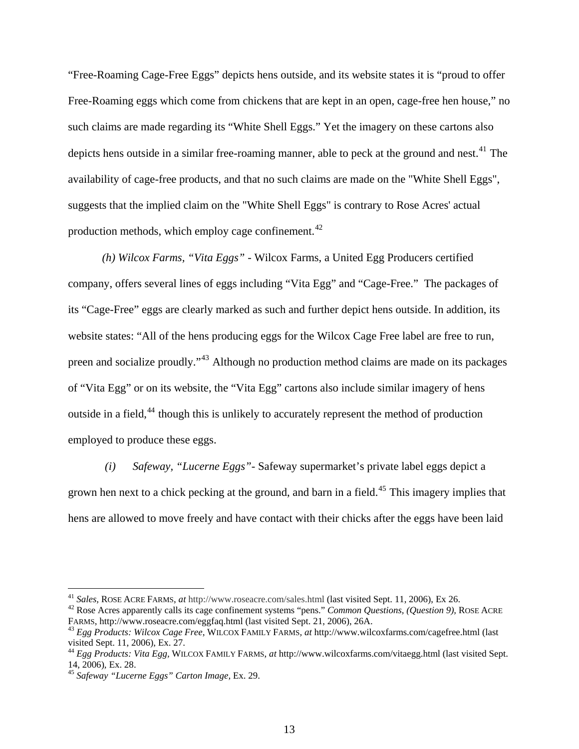"Free-Roaming Cage-Free Eggs" depicts hens outside, and its website states it is "proud to offer Free-Roaming eggs which come from chickens that are kept in an open, cage-free hen house," no such claims are made regarding its "White Shell Eggs." Yet the imagery on these cartons also depicts hens outside in a similar free-roaming manner, able to peck at the ground and nest.[41] The availability of cage-free products, and that no such claims are made on the "White Shell Eggs", suggests that the implied claim on the "White Shell Eggs" is contrary to Rose Acres' actual production methods, which employ cage confinement.[42]

*(h) Wilcox Farms, "Vita Eggs"* - Wilcox Farms, a United Egg Producers certified company, offers several lines of eggs including "Vita Egg" and "Cage-Free." The packages of its "Cage-Free" eggs are clearly marked as such and further depict hens outside. In addition, its website states: "All of the hens producing eggs for the Wilcox Cage Free label are free to run, preen and socialize proudly."[43] Although no production method claims are made on its packages of "Vita Egg" or on its website, the "Vita Egg" cartons also include similar imagery of hens outside in a field,[44] though this is unlikely to accurately represent the method of production employed to produce these eggs.

*(i) Safeway, "Lucerne Eggs"*- Safeway supermarket's private label eggs depict a grown hen next to a chick pecking at the ground, and barn in a field.[45] This imagery implies that hens are allowed to move freely and have contact with their chicks after the eggs have been laid

---

[41] *Sales*, ROSE ACRE FARMS, *at* http://www.roseacre.com/sales.html (last visited Sept. 11, 2006), Ex 26.

[42] Rose Acres apparently calls its cage confinement systems "pens." *Common Questions, (Question 9)*, ROSE ACRE FARMS, http://www.roseacre.com/eggfaq.html (last visited Sept. 21, 2006), 26A.

[43] *Egg Products: Wilcox Cage Free*, WILCOX FAMILY FARMS, *at* http://www.wilcoxfarms.com/cagefree.html (last visited Sept. 11, 2006), Ex. 27.

[44] *Egg Products: Vita Egg*, WILCOX FAMILY FARMS, *at* http://www.wilcoxfarms.com/vitaegg.html (last visited Sept. 14, 2006), Ex. 28.

[45] *Safeway "Lucerne Eggs" Carton Image*, Ex. 29.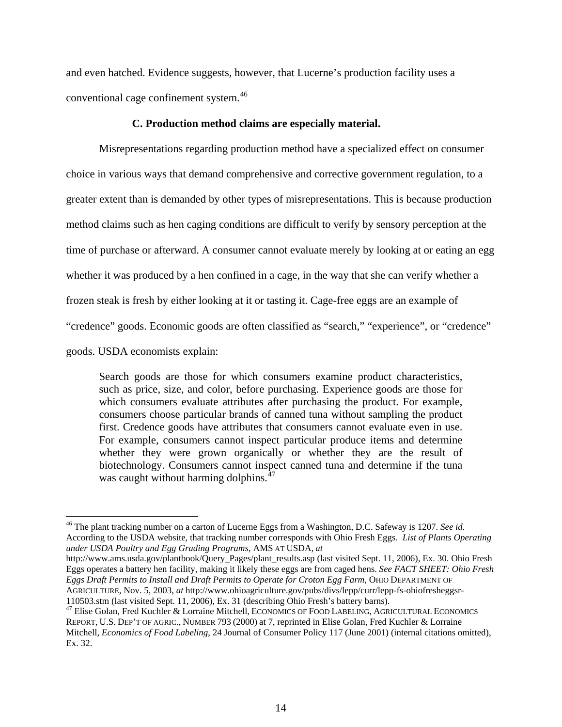and even hatched. Evidence suggests, however, that Lucerne's production facility uses a conventional cage confinement system.[46]

### C. Production method claims are especially material.

Misrepresentations regarding production method have a specialized effect on consumer choice in various ways that demand comprehensive and corrective government regulation, to a greater extent than is demanded by other types of misrepresentations. This is because production method claims such as hen caging conditions are difficult to verify by sensory perception at the time of purchase or afterward. A consumer cannot evaluate merely by looking at or eating an egg whether it was produced by a hen confined in a cage, in the way that she can verify whether a frozen steak is fresh by either looking at it or tasting it. Cage-free eggs are an example of "credence" goods. Economic goods are often classified as "search," "experience", or "credence" goods. USDA economists explain:

> Search goods are those for which consumers examine product characteristics, such as price, size, and color, before purchasing. Experience goods are those for which consumers evaluate attributes after purchasing the product. For example, consumers choose particular brands of canned tuna without sampling the product first. Credence goods have attributes that consumers cannot evaluate even in use. For example, consumers cannot inspect particular produce items and determine whether they were grown organically or whether they are the result of biotechnology. Consumers cannot inspect canned tuna and determine if the tuna was caught without harming dolphins.[47]

---

[46] The plant tracking number on a carton of Lucerne Eggs from a Washington, D.C. Safeway is 1207. *See id.* According to the USDA website, that tracking number corresponds with Ohio Fresh Eggs. *List of Plants Operating under USDA Poultry and Egg Grading Programs*, AMS AT USDA, *at* http://www.ams.usda.gov/plantbook/Query_Pages/plant_results.asp (last visited Sept. 11, 2006), Ex. 30. Ohio Fresh Eggs operates a battery hen facility, making it likely these eggs are from caged hens. *See FACT SHEET: Ohio Fresh Eggs Draft Permits to Install and Draft Permits to Operate for Croton Egg Farm*, OHIO DEPARTMENT OF AGRICULTURE, Nov. 5, 2003, *at* http://www.ohioagriculture.gov/pubs/divs/lepp/curr/lepp-fs-ohiofresheggsr-110503.stm (last visited Sept. 11, 2006), Ex. 31 (describing Ohio Fresh's battery barns).

[47] Elise Golan, Fred Kuchler & Lorraine Mitchell, ECONOMICS OF FOOD LABELING, AGRICULTURAL ECONOMICS REPORT, U.S. DEP'T OF AGRIC., NUMBER 793 (2000) at 7, reprinted in Elise Golan, Fred Kuchler & Lorraine Mitchell, *Economics of Food Labeling*, 24 Journal of Consumer Policy 117 (June 2001) (internal citations omitted), Ex. 32.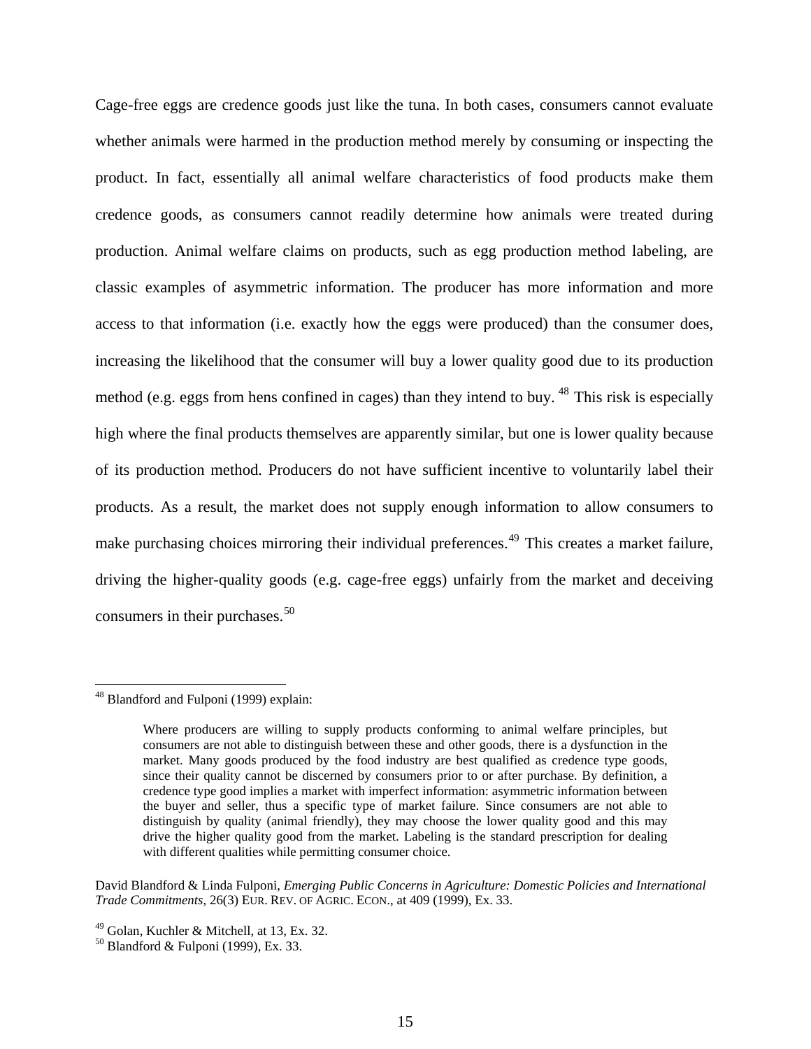Cage-free eggs are credence goods just like the tuna. In both cases, consumers cannot evaluate whether animals were harmed in the production method merely by consuming or inspecting the product. In fact, essentially all animal welfare characteristics of food products make them credence goods, as consumers cannot readily determine how animals were treated during production. Animal welfare claims on products, such as egg production method labeling, are classic examples of asymmetric information. The producer has more information and more access to that information (i.e. exactly how the eggs were produced) than the consumer does, increasing the likelihood that the consumer will buy a lower quality good due to its production method (e.g. eggs from hens confined in cages) than they intend to buy. [48] This risk is especially high where the final products themselves are apparently similar, but one is lower quality because of its production method. Producers do not have sufficient incentive to voluntarily label their products. As a result, the market does not supply enough information to allow consumers to make purchasing choices mirroring their individual preferences.[49] This creates a market failure, driving the higher-quality goods (e.g. cage-free eggs) unfairly from the market and deceiving consumers in their purchases.[50]

---

[48] Blandford and Fulponi (1999) explain:

> Where producers are willing to supply products conforming to animal welfare principles, but consumers are not able to distinguish between these and other goods, there is a dysfunction in the market. Many goods produced by the food industry are best qualified as credence type goods, since their quality cannot be discerned by consumers prior to or after purchase. By definition, a credence type good implies a market with imperfect information: asymmetric information between the buyer and seller, thus a specific type of market failure. Since consumers are not able to distinguish by quality (animal friendly), they may choose the lower quality good and this may drive the higher quality good from the market. Labeling is the standard prescription for dealing with different qualities while permitting consumer choice.

David Blandford & Linda Fulponi, *Emerging Public Concerns in Agriculture: Domestic Policies and International Trade Commitments*, 26(3) EUR. REV. OF AGRIC. ECON., at 409 (1999), Ex. 33.

[49] Golan, Kuchler & Mitchell, at 13, Ex. 32.

[50] Blandford & Fulponi (1999), Ex. 33.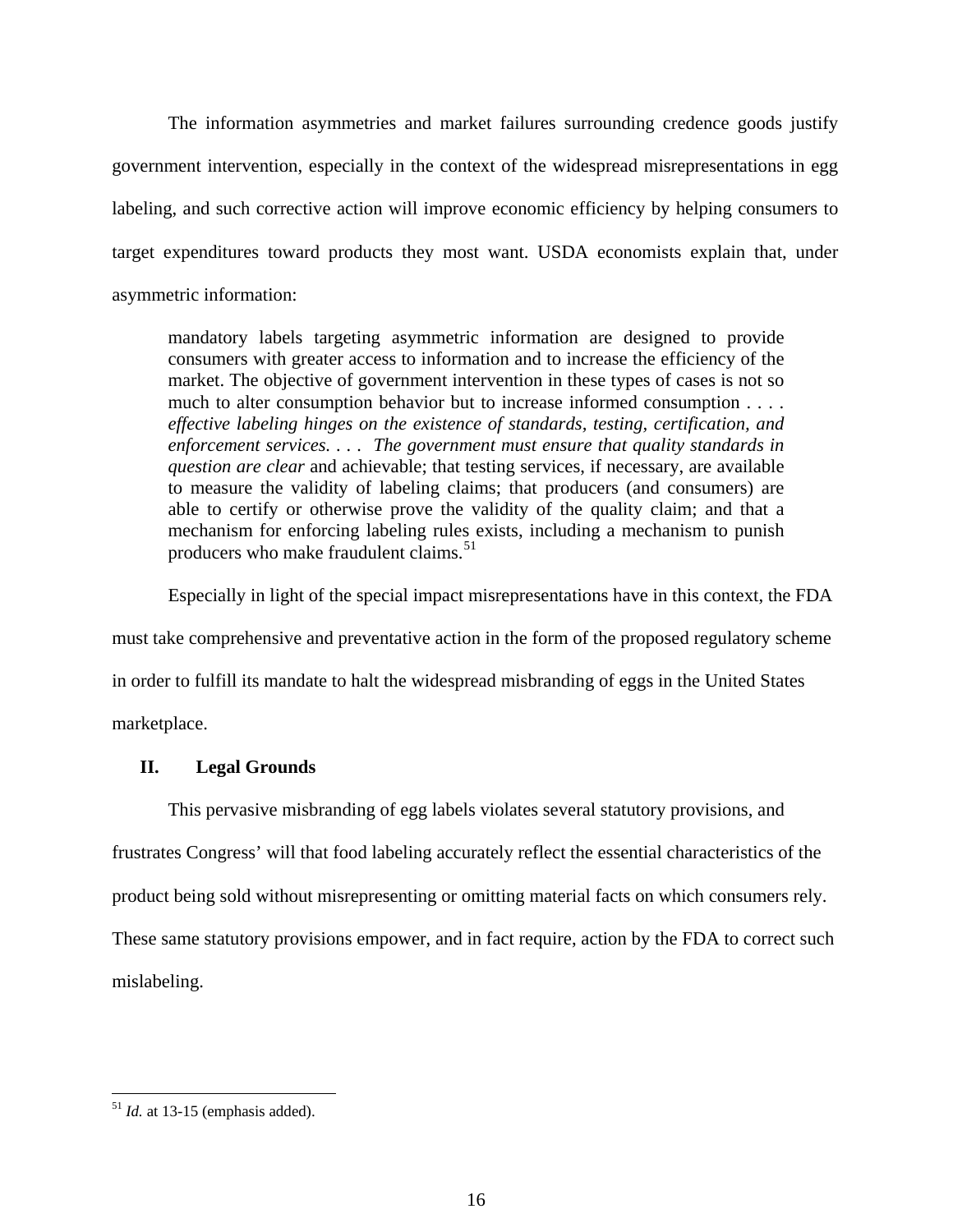The information asymmetries and market failures surrounding credence goods justify government intervention, especially in the context of the widespread misrepresentations in egg labeling, and such corrective action will improve economic efficiency by helping consumers to target expenditures toward products they most want. USDA economists explain that, under asymmetric information:

> mandatory labels targeting asymmetric information are designed to provide consumers with greater access to information and to increase the efficiency of the market. The objective of government intervention in these types of cases is not so much to alter consumption behavior but to increase informed consumption . . . . *effective labeling hinges on the existence of standards, testing, certification, and enforcement services. . . . The government must ensure that quality standards in question are clear* and achievable; that testing services, if necessary, are available to measure the validity of labeling claims; that producers (and consumers) are able to certify or otherwise prove the validity of the quality claim; and that a mechanism for enforcing labeling rules exists, including a mechanism to punish producers who make fraudulent claims.[51]

Especially in light of the special impact misrepresentations have in this context, the FDA must take comprehensive and preventative action in the form of the proposed regulatory scheme in order to fulfill its mandate to halt the widespread misbranding of eggs in the United States marketplace.

## II. Legal Grounds

This pervasive misbranding of egg labels violates several statutory provisions, and frustrates Congress' will that food labeling accurately reflect the essential characteristics of the product being sold without misrepresenting or omitting material facts on which consumers rely. These same statutory provisions empower, and in fact require, action by the FDA to correct such mislabeling.

---

[51] *Id.* at 13-15 (emphasis added).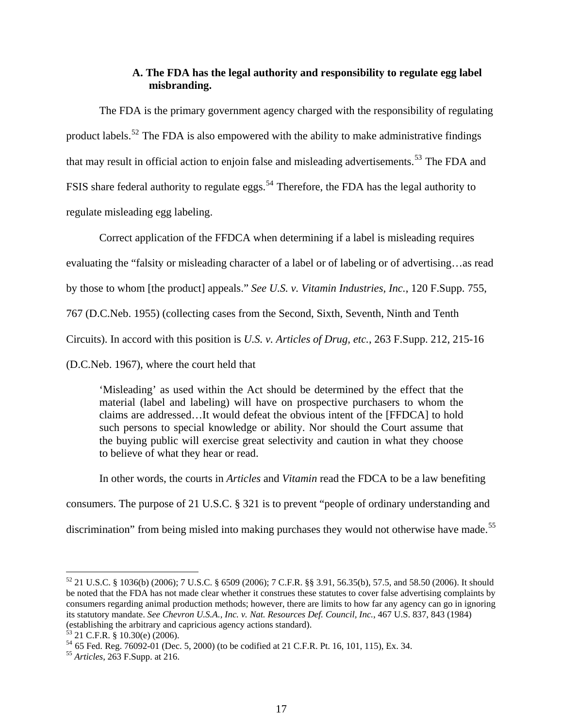### A. The FDA has the legal authority and responsibility to regulate egg label misbranding.

The FDA is the primary government agency charged with the responsibility of regulating product labels.[52] The FDA is also empowered with the ability to make administrative findings that may result in official action to enjoin false and misleading advertisements.[53] The FDA and FSIS share federal authority to regulate eggs.[54] Therefore, the FDA has the legal authority to regulate misleading egg labeling.

Correct application of the FFDCA when determining if a label is misleading requires evaluating the "falsity or misleading character of a label or of labeling or of advertising…as read by those to whom [the product] appeals." *See U.S. v. Vitamin Industries, Inc.*, 120 F.Supp. 755, 767 (D.C.Neb. 1955) (collecting cases from the Second, Sixth, Seventh, Ninth and Tenth Circuits). In accord with this position is *U.S. v. Articles of Drug, etc.*, 263 F.Supp. 212, 215-16 (D.C.Neb. 1967), where the court held that

> 'Misleading' as used within the Act should be determined by the effect that the material (label and labeling) will have on prospective purchasers to whom the claims are addressed…It would defeat the obvious intent of the [FFDCA] to hold such persons to special knowledge or ability. Nor should the Court assume that the buying public will exercise great selectivity and caution in what they choose to believe of what they hear or read.

In other words, the courts in *Articles* and *Vitamin* read the FDCA to be a law benefiting consumers. The purpose of 21 U.S.C. § 321 is to prevent "people of ordinary understanding and discrimination" from being misled into making purchases they would not otherwise have made.[55]

---

[52] 21 U.S.C. § 1036(b) (2006); 7 U.S.C. § 6509 (2006); 7 C.F.R. §§ 3.91, 56.35(b), 57.5, and 58.50 (2006). It should be noted that the FDA has not made clear whether it construes these statutes to cover false advertising complaints by consumers regarding animal production methods; however, there are limits to how far any agency can go in ignoring its statutory mandate. *See Chevron U.S.A., Inc. v. Nat. Resources Def. Council, Inc.*, 467 U.S. 837, 843 (1984) (establishing the arbitrary and capricious agency actions standard).

[53] 21 C.F.R. § 10.30(e) (2006).

[54] 65 Fed. Reg. 76092-01 (Dec. 5, 2000) (to be codified at 21 C.F.R. Pt. 16, 101, 115), Ex. 34.

[55] *Articles*, 263 F.Supp. at 216.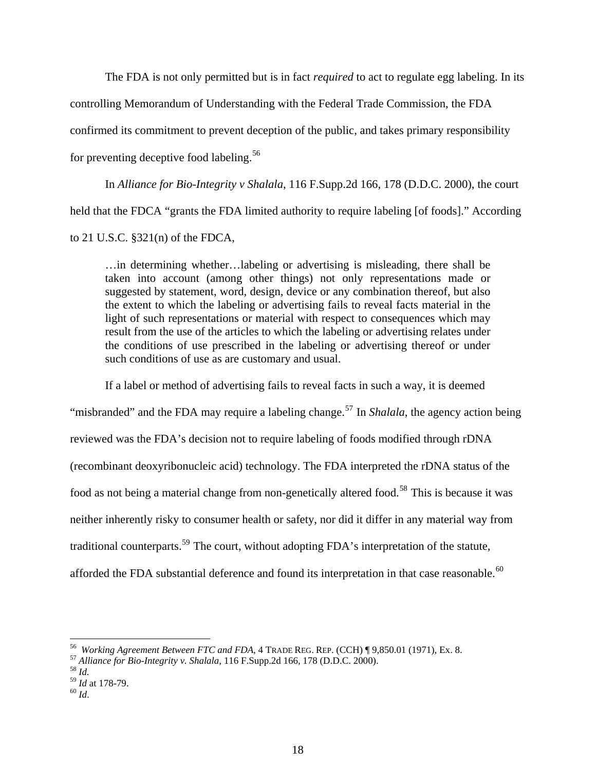The FDA is not only permitted but is in fact *required* to act to regulate egg labeling. In its controlling Memorandum of Understanding with the Federal Trade Commission, the FDA confirmed its commitment to prevent deception of the public, and takes primary responsibility for preventing deceptive food labeling.[56]

In *Alliance for Bio-Integrity v Shalala*, 116 F.Supp.2d 166, 178 (D.D.C. 2000), the court held that the FDCA "grants the FDA limited authority to require labeling [of foods]." According to 21 U.S.C. §321(n) of the FDCA,

> …in determining whether…labeling or advertising is misleading, there shall be taken into account (among other things) not only representations made or suggested by statement, word, design, device or any combination thereof, but also the extent to which the labeling or advertising fails to reveal facts material in the light of such representations or material with respect to consequences which may result from the use of the articles to which the labeling or advertising relates under the conditions of use prescribed in the labeling or advertising thereof or under such conditions of use as are customary and usual.

If a label or method of advertising fails to reveal facts in such a way, it is deemed "misbranded" and the FDA may require a labeling change.[57] In *Shalala*, the agency action being reviewed was the FDA's decision not to require labeling of foods modified through rDNA (recombinant deoxyribonucleic acid) technology. The FDA interpreted the rDNA status of the food as not being a material change from non-genetically altered food.[58] This is because it was neither inherently risky to consumer health or safety, nor did it differ in any material way from traditional counterparts.[59] The court, without adopting FDA's interpretation of the statute, afforded the FDA substantial deference and found its interpretation in that case reasonable.[60]

---

[56] *Working Agreement Between FTC and FDA*, 4 TRADE REG. REP. (CCH) ¶ 9,850.01 (1971), Ex. 8.
[57] *Alliance for Bio-Integrity v. Shalala*, 116 F.Supp.2d 166, 178 (D.D.C. 2000).
[58] *Id.*
[59] *Id* at 178-79.
[60] *Id*.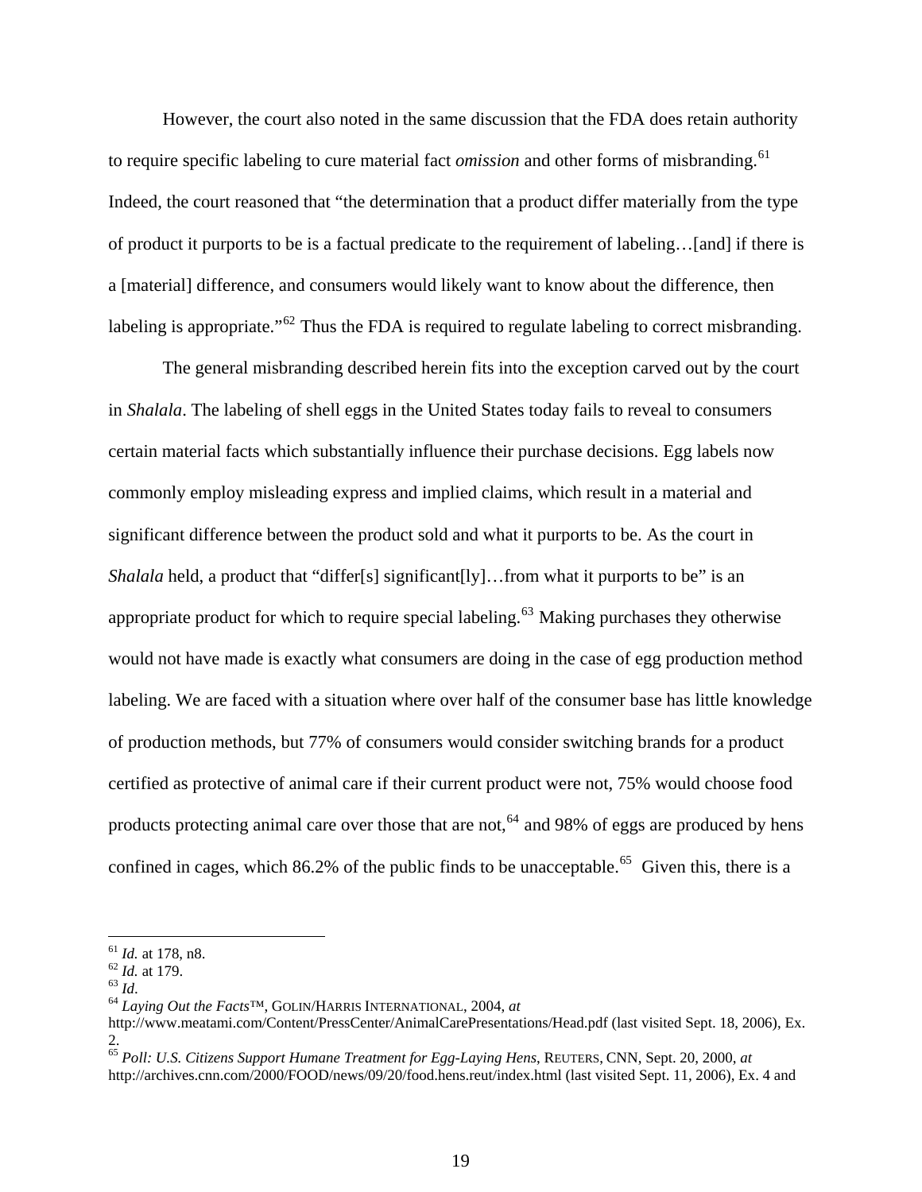However, the court also noted in the same discussion that the FDA does retain authority to require specific labeling to cure material fact *omission* and other forms of misbranding.[61] Indeed, the court reasoned that "the determination that a product differ materially from the type of product it purports to be is a factual predicate to the requirement of labeling…[and] if there is a [material] difference, and consumers would likely want to know about the difference, then labeling is appropriate."[62] Thus the FDA is required to regulate labeling to correct misbranding.

The general misbranding described herein fits into the exception carved out by the court in *Shalala*. The labeling of shell eggs in the United States today fails to reveal to consumers certain material facts which substantially influence their purchase decisions. Egg labels now commonly employ misleading express and implied claims, which result in a material and significant difference between the product sold and what it purports to be. As the court in *Shalala* held, a product that "differ[s] significant[ly]…from what it purports to be" is an appropriate product for which to require special labeling.[63] Making purchases they otherwise would not have made is exactly what consumers are doing in the case of egg production method labeling. We are faced with a situation where over half of the consumer base has little knowledge of production methods, but 77% of consumers would consider switching brands for a product certified as protective of animal care if their current product were not, 75% would choose food products protecting animal care over those that are not,[64] and 98% of eggs are produced by hens confined in cages, which 86.2% of the public finds to be unacceptable.[65] Given this, there is a

---

[61] *Id.* at 178, n8.
[62] *Id.* at 179.
[63] *Id*.
[64] *Laying Out the Facts*™, GOLIN/HARRIS INTERNATIONAL, 2004, *at* http://www.meatami.com/Content/PressCenter/AnimalCarePresentations/Head.pdf (last visited Sept. 18, 2006), Ex. 2.
[65] *Poll: U.S. Citizens Support Humane Treatment for Egg-Laying Hens*, REUTERS, CNN, Sept. 20, 2000, *at* http://archives.cnn.com/2000/FOOD/news/09/20/food.hens.reut/index.html (last visited Sept. 11, 2006), Ex. 4 and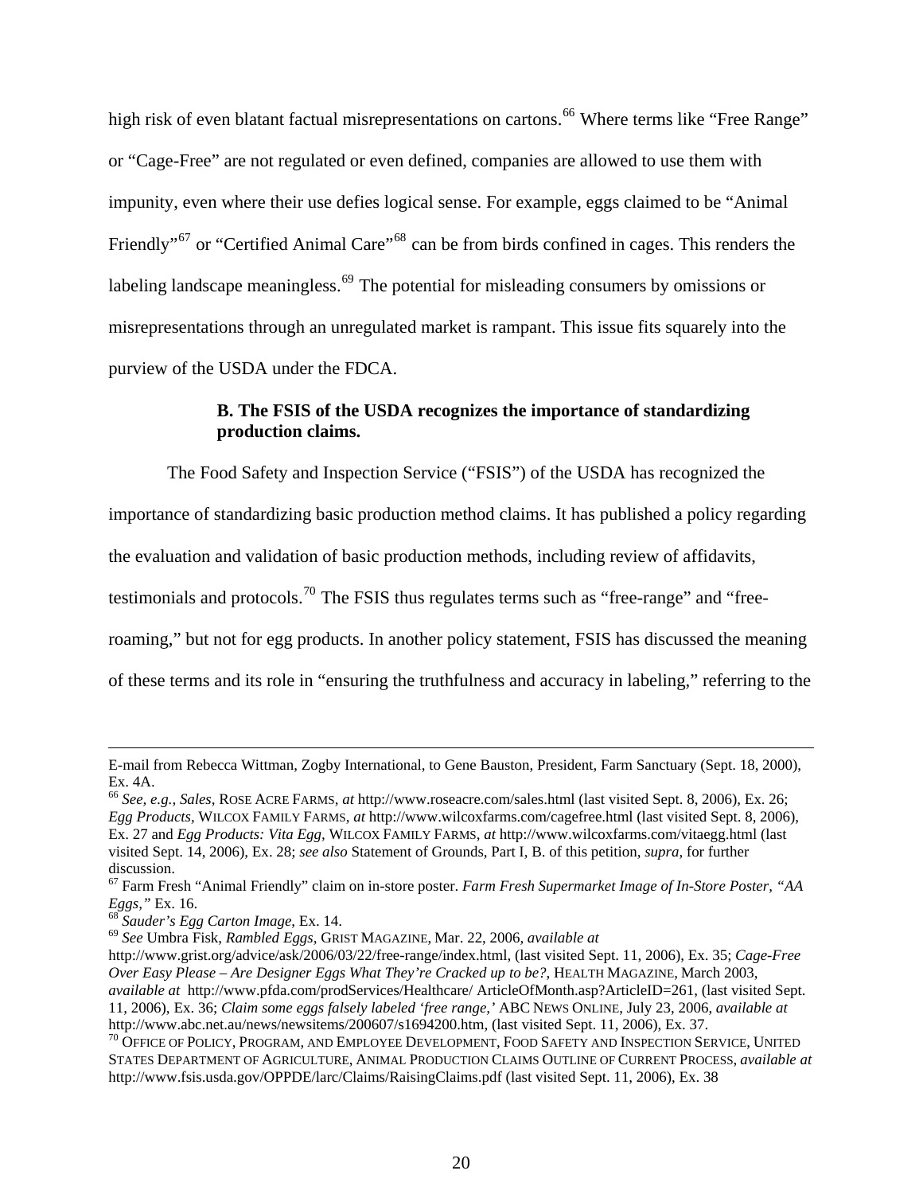high risk of even blatant factual misrepresentations on cartons.[66] Where terms like "Free Range" or "Cage-Free" are not regulated or even defined, companies are allowed to use them with impunity, even where their use defies logical sense. For example, eggs claimed to be "Animal Friendly"[67] or "Certified Animal Care"[68] can be from birds confined in cages. This renders the labeling landscape meaningless.[69] The potential for misleading consumers by omissions or misrepresentations through an unregulated market is rampant. This issue fits squarely into the purview of the USDA under the FDCA.

### B. The FSIS of the USDA recognizes the importance of standardizing production claims.

The Food Safety and Inspection Service ("FSIS") of the USDA has recognized the importance of standardizing basic production method claims. It has published a policy regarding the evaluation and validation of basic production methods, including review of affidavits, testimonials and protocols.[70] The FSIS thus regulates terms such as "free-range" and "free-roaming," but not for egg products. In another policy statement, FSIS has discussed the meaning of these terms and its role in "ensuring the truthfulness and accuracy in labeling," referring to the

---

E-mail from Rebecca Wittman, Zogby International, to Gene Bauston, President, Farm Sanctuary (Sept. 18, 2000), Ex. 4A.

[66] *See, e.g., Sales*, ROSE ACRE FARMS, *at* http://www.roseacre.com/sales.html (last visited Sept. 8, 2006), Ex. 26; *Egg Products,* WILCOX FAMILY FARMS, *at* http://www.wilcoxfarms.com/cagefree.html (last visited Sept. 8, 2006), Ex. 27 and *Egg Products: Vita Egg,* WILCOX FAMILY FARMS, *at* http://www.wilcoxfarms.com/vitaegg.html (last visited Sept. 14, 2006), Ex. 28; *see also* Statement of Grounds, Part I, B. of this petition, *supra*, for further discussion.

[67] Farm Fresh "Animal Friendly" claim on in-store poster. *Farm Fresh Supermarket Image of In-Store Poster, "AA Eggs,"* Ex. 16.

[68] *Sauder's Egg Carton Image*, Ex. 14.

[69] *See* Umbra Fisk, *Rambled Eggs,* GRIST MAGAZINE, Mar. 22, 2006, *available at* http://www.grist.org/advice/ask/2006/03/22/free-range/index.html, (last visited Sept. 11, 2006), Ex. 35; *Cage-Free Over Easy Please – Are Designer Eggs What They're Cracked up to be?*, HEALTH MAGAZINE, March 2003, *available at* http://www.pfda.com/prodServices/Healthcare/ ArticleOfMonth.asp?ArticleID=261, (last visited Sept. 11, 2006), Ex. 36; *Claim some eggs falsely labeled 'free range,'* ABC NEWS ONLINE, July 23, 2006, *available at* http://www.abc.net.au/news/newsitems/200607/s1694200.htm, (last visited Sept. 11, 2006), Ex. 37.

[70] OFFICE OF POLICY, PROGRAM, AND EMPLOYEE DEVELOPMENT, FOOD SAFETY AND INSPECTION SERVICE, UNITED STATES DEPARTMENT OF AGRICULTURE, ANIMAL PRODUCTION CLAIMS OUTLINE OF CURRENT PROCESS, *available at* http://www.fsis.usda.gov/OPPDE/larc/Claims/RaisingClaims.pdf (last visited Sept. 11, 2006), Ex. 38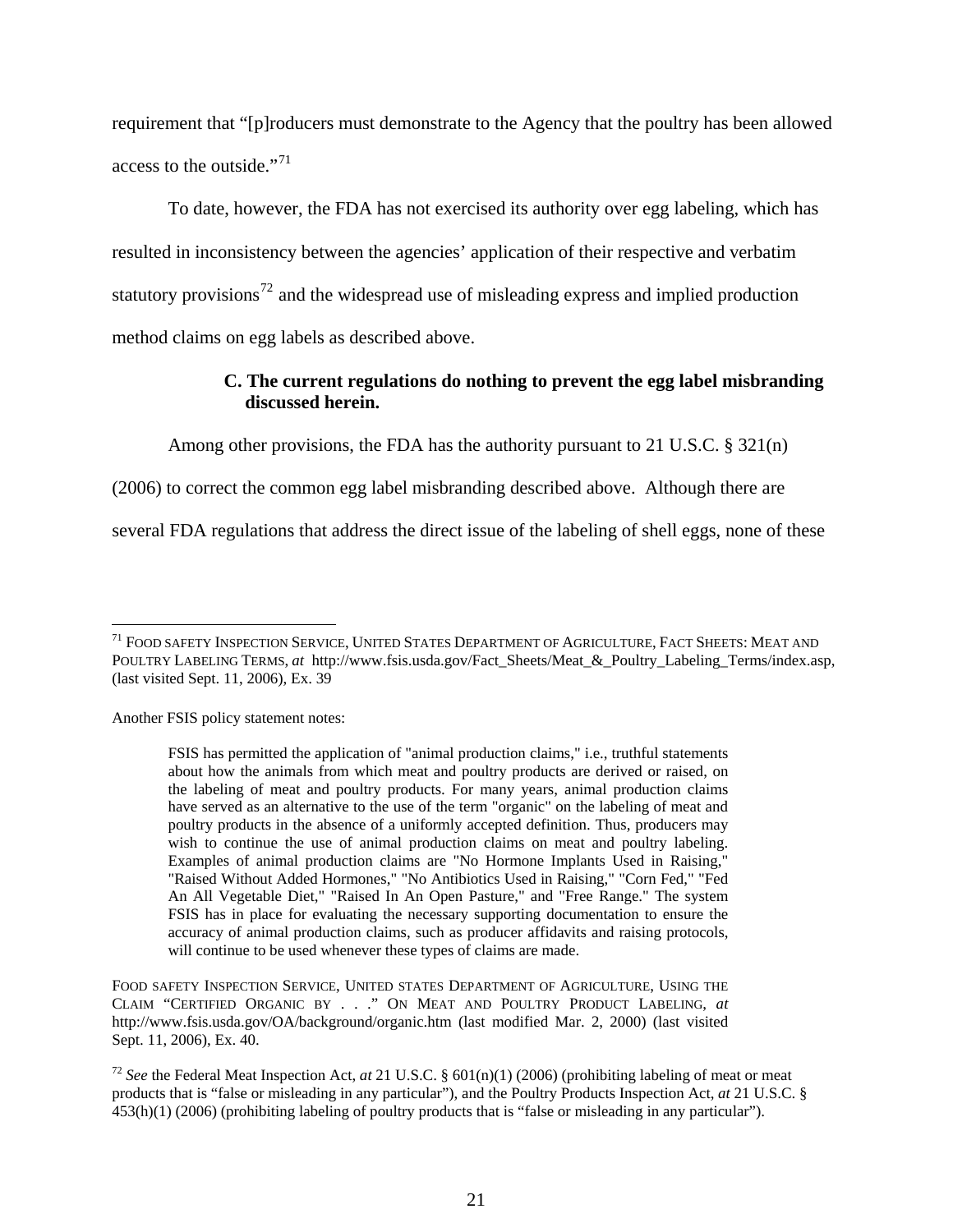requirement that "[p]roducers must demonstrate to the Agency that the poultry has been allowed access to the outside."[71]

To date, however, the FDA has not exercised its authority over egg labeling, which has resulted in inconsistency between the agencies' application of their respective and verbatim statutory provisions[72] and the widespread use of misleading express and implied production method claims on egg labels as described above.

### C. The current regulations do nothing to prevent the egg label misbranding discussed herein.

Among other provisions, the FDA has the authority pursuant to 21 U.S.C. § 321(n) (2006) to correct the common egg label misbranding described above. Although there are several FDA regulations that address the direct issue of the labeling of shell eggs, none of these

---

[71] FOOD SAFETY INSPECTION SERVICE, UNITED STATES DEPARTMENT OF AGRICULTURE, FACT SHEETS: MEAT AND POULTRY LABELING TERMS, *at* http://www.fsis.usda.gov/Fact_Sheets/Meat_&_Poultry_Labeling_Terms/index.asp, (last visited Sept. 11, 2006), Ex. 39

Another FSIS policy statement notes:

> FSIS has permitted the application of "animal production claims," i.e., truthful statements about how the animals from which meat and poultry products are derived or raised, on the labeling of meat and poultry products. For many years, animal production claims have served as an alternative to the use of the term "organic" on the labeling of meat and poultry products in the absence of a uniformly accepted definition. Thus, producers may wish to continue the use of animal production claims on meat and poultry labeling. Examples of animal production claims are "No Hormone Implants Used in Raising," "Raised Without Added Hormones," "No Antibiotics Used in Raising," "Corn Fed," "Fed An All Vegetable Diet," "Raised In An Open Pasture," and "Free Range." The system FSIS has in place for evaluating the necessary supporting documentation to ensure the accuracy of animal production claims, such as producer affidavits and raising protocols, will continue to be used whenever these types of claims are made.

FOOD SAFETY INSPECTION SERVICE, UNITED STATES DEPARTMENT OF AGRICULTURE, USING THE CLAIM "CERTIFIED ORGANIC BY . . ." ON MEAT AND POULTRY PRODUCT LABELING, *at* http://www.fsis.usda.gov/OA/background/organic.htm (last modified Mar. 2, 2000) (last visited Sept. 11, 2006), Ex. 40.

[72] *See* the Federal Meat Inspection Act, *at* 21 U.S.C. § 601(n)(1) (2006) (prohibiting labeling of meat or meat products that is "false or misleading in any particular"), and the Poultry Products Inspection Act, *at* 21 U.S.C. § 453(h)(1) (2006) (prohibiting labeling of poultry products that is "false or misleading in any particular").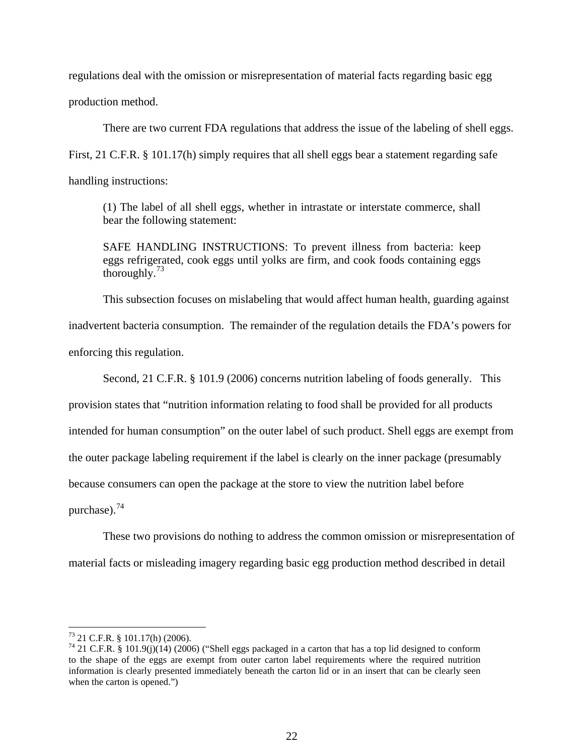regulations deal with the omission or misrepresentation of material facts regarding basic egg production method.

There are two current FDA regulations that address the issue of the labeling of shell eggs. First, 21 C.F.R. § 101.17(h) simply requires that all shell eggs bear a statement regarding safe handling instructions:

> (1) The label of all shell eggs, whether in intrastate or interstate commerce, shall bear the following statement:
>
> SAFE HANDLING INSTRUCTIONS: To prevent illness from bacteria: keep eggs refrigerated, cook eggs until yolks are firm, and cook foods containing eggs thoroughly.[73]

This subsection focuses on mislabeling that would affect human health, guarding against inadvertent bacteria consumption. The remainder of the regulation details the FDA's powers for enforcing this regulation.

Second, 21 C.F.R. § 101.9 (2006) concerns nutrition labeling of foods generally. This provision states that "nutrition information relating to food shall be provided for all products intended for human consumption" on the outer label of such product. Shell eggs are exempt from the outer package labeling requirement if the label is clearly on the inner package (presumably because consumers can open the package at the store to view the nutrition label before purchase).[74]

These two provisions do nothing to address the common omission or misrepresentation of material facts or misleading imagery regarding basic egg production method described in detail

---

[73] 21 C.F.R. § 101.17(h) (2006).

[74] 21 C.F.R. § 101.9(j)(14) (2006) ("Shell eggs packaged in a carton that has a top lid designed to conform to the shape of the eggs are exempt from outer carton label requirements where the required nutrition information is clearly presented immediately beneath the carton lid or in an insert that can be clearly seen when the carton is opened.")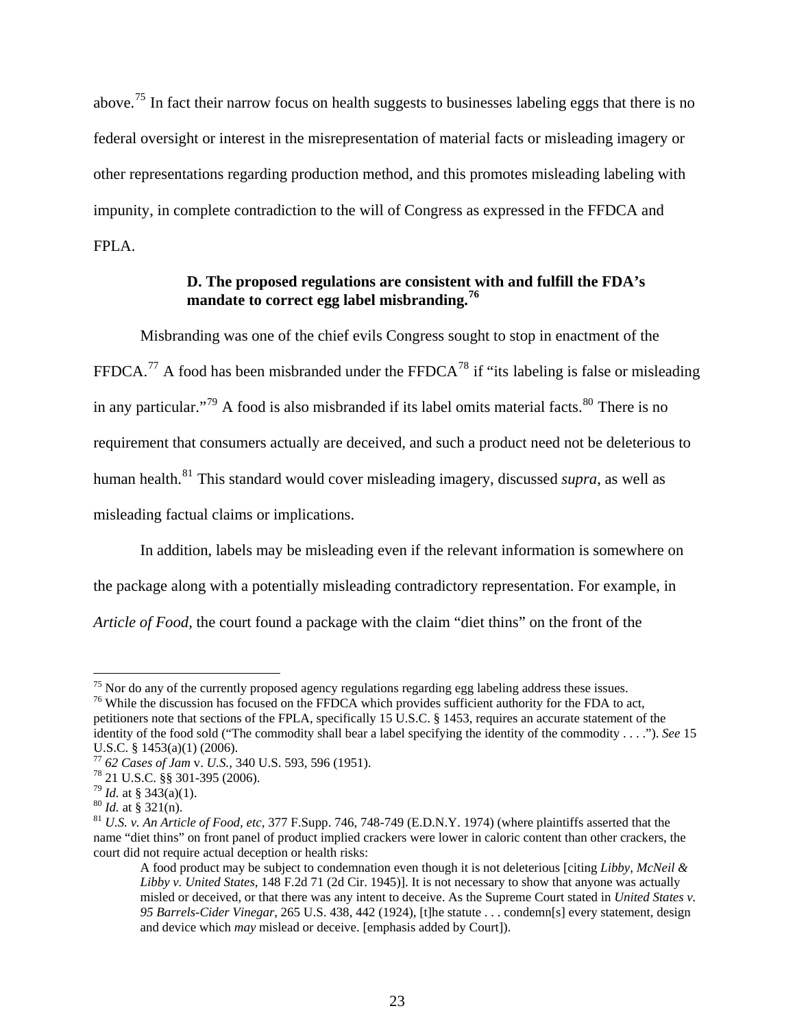above.[75] In fact their narrow focus on health suggests to businesses labeling eggs that there is no federal oversight or interest in the misrepresentation of material facts or misleading imagery or other representations regarding production method, and this promotes misleading labeling with impunity, in complete contradiction to the will of Congress as expressed in the FFDCA and FPLA.

**D. The proposed regulations are consistent with and fulfill the FDA's mandate to correct egg label misbranding.[76]**

Misbranding was one of the chief evils Congress sought to stop in enactment of the FFDCA.[77] A food has been misbranded under the FFDCA[78] if "its labeling is false or misleading in any particular."[79] A food is also misbranded if its label omits material facts.[80] There is no requirement that consumers actually are deceived, and such a product need not be deleterious to human health.[81] This standard would cover misleading imagery, discussed *supra*, as well as misleading factual claims or implications.

In addition, labels may be misleading even if the relevant information is somewhere on the package along with a potentially misleading contradictory representation. For example, in *Article of Food,* the court found a package with the claim "diet thins" on the front of the

---

[75] Nor do any of the currently proposed agency regulations regarding egg labeling address these issues.

[76] While the discussion has focused on the FFDCA which provides sufficient authority for the FDA to act, petitioners note that sections of the FPLA, specifically 15 U.S.C. § 1453, requires an accurate statement of the identity of the food sold ("The commodity shall bear a label specifying the identity of the commodity . . . ."). *See* 15 U.S.C. § 1453(a)(1) (2006).

[77] *62 Cases of Jam* v. *U.S.*, 340 U.S. 593, 596 (1951).

[78] 21 U.S.C. §§ 301-395 (2006).

[79] *Id.* at § 343(a)(1).

[80] *Id.* at § 321(n).

[81] *U.S. v. An Article of Food, etc,* 377 F.Supp. 746, 748-749 (E.D.N.Y. 1974) (where plaintiffs asserted that the name "diet thins" on front panel of product implied crackers were lower in caloric content than other crackers, the court did not require actual deception or health risks:

> A food product may be subject to condemnation even though it is not deleterious [citing *Libby, McNeil & Libby v. United States*, 148 F.2d 71 (2d Cir. 1945)]. It is not necessary to show that anyone was actually misled or deceived, or that there was any intent to deceive. As the Supreme Court stated in *United States v. 95 Barrels-Cider Vinegar*, 265 U.S. 438, 442 (1924), [t]he statute . . . condemn[s] every statement, design and device which *may* mislead or deceive. [emphasis added by Court]).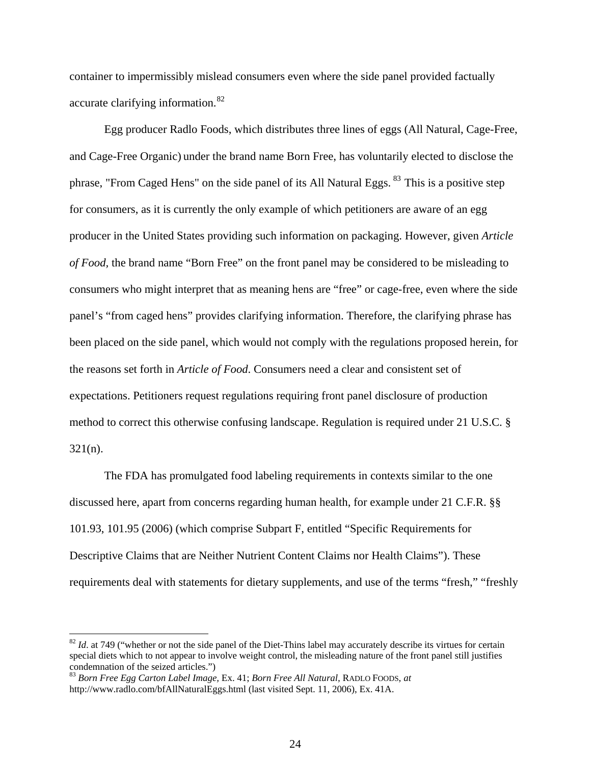container to impermissibly mislead consumers even where the side panel provided factually accurate clarifying information.[82]

Egg producer Radlo Foods, which distributes three lines of eggs (All Natural, Cage-Free, and Cage-Free Organic) under the brand name Born Free, has voluntarily elected to disclose the phrase, "From Caged Hens" on the side panel of its All Natural Eggs.[83] This is a positive step for consumers, as it is currently the only example of which petitioners are aware of an egg producer in the United States providing such information on packaging. However, given *Article of Food,* the brand name "Born Free" on the front panel may be considered to be misleading to consumers who might interpret that as meaning hens are "free" or cage-free, even where the side panel's "from caged hens" provides clarifying information. Therefore, the clarifying phrase has been placed on the side panel, which would not comply with the regulations proposed herein, for the reasons set forth in *Article of Food*. Consumers need a clear and consistent set of expectations. Petitioners request regulations requiring front panel disclosure of production method to correct this otherwise confusing landscape. Regulation is required under 21 U.S.C. § 321(n).

The FDA has promulgated food labeling requirements in contexts similar to the one discussed here, apart from concerns regarding human health, for example under 21 C.F.R. §§ 101.93, 101.95 (2006) (which comprise Subpart F, entitled "Specific Requirements for Descriptive Claims that are Neither Nutrient Content Claims nor Health Claims"). These requirements deal with statements for dietary supplements, and use of the terms "fresh," "freshly

---

[82] *Id*. at 749 ("whether or not the side panel of the Diet-Thins label may accurately describe its virtues for certain special diets which to not appear to involve weight control, the misleading nature of the front panel still justifies condemnation of the seized articles.")

[83] *Born Free Egg Carton Label Image,* Ex. 41; *Born Free All Natural,* RADLO FOODS, *at* http://www.radlo.com/bfAllNaturalEggs.html (last visited Sept. 11, 2006), Ex. 41A.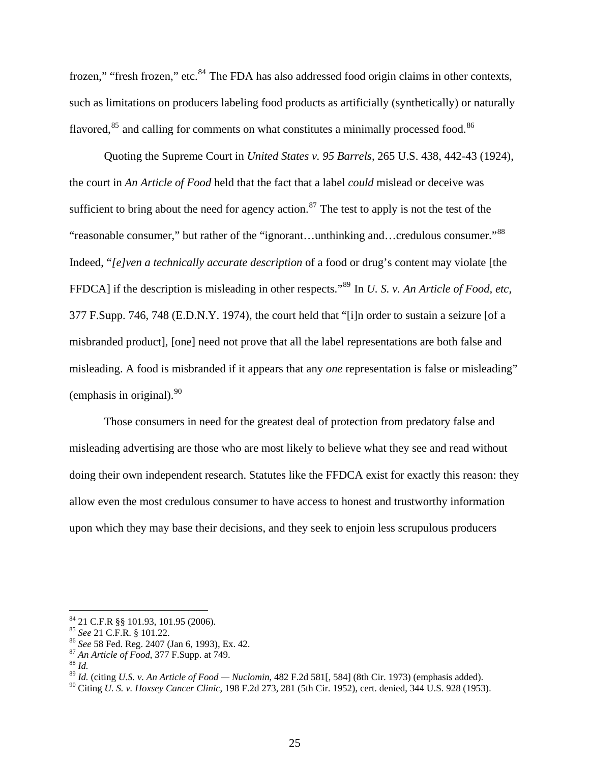frozen," "fresh frozen," etc.[84] The FDA has also addressed food origin claims in other contexts, such as limitations on producers labeling food products as artificially (synthetically) or naturally flavored,[85] and calling for comments on what constitutes a minimally processed food.[86]

Quoting the Supreme Court in *United States v. 95 Barrels*, 265 U.S. 438, 442-43 (1924), the court in *An Article of Food* held that the fact that a label *could* mislead or deceive was sufficient to bring about the need for agency action.[87] The test to apply is not the test of the "reasonable consumer," but rather of the "ignorant…unthinking and…credulous consumer."[88] Indeed, "*[e]ven a technically accurate description* of a food or drug's content may violate [the FFDCA] if the description is misleading in other respects."[89] In *U. S. v. An Article of Food, etc*, 377 F.Supp. 746, 748 (E.D.N.Y. 1974), the court held that "[i]n order to sustain a seizure [of a misbranded product], [one] need not prove that all the label representations are both false and misleading. A food is misbranded if it appears that any *one* representation is false or misleading" (emphasis in original).[90]

Those consumers in need for the greatest deal of protection from predatory false and misleading advertising are those who are most likely to believe what they see and read without doing their own independent research. Statutes like the FFDCA exist for exactly this reason: they allow even the most credulous consumer to have access to honest and trustworthy information upon which they may base their decisions, and they seek to enjoin less scrupulous producers

---

[84] 21 C.F.R §§ 101.93, 101.95 (2006).
[85] *See* 21 C.F.R. § 101.22.
[86] *See* 58 Fed. Reg. 2407 (Jan 6, 1993), Ex. 42.
[87] *An Article of Food*, 377 F.Supp. at 749.
[88] *Id.*
[89] *Id.* (citing *U.S. v. An Article of Food — Nuclomin*, 482 F.2d 581[, 584] (8th Cir. 1973) (emphasis added).
[90] Citing *U. S. v. Hoxsey Cancer Clinic*, 198 F.2d 273, 281 (5th Cir. 1952), cert. denied, 344 U.S. 928 (1953).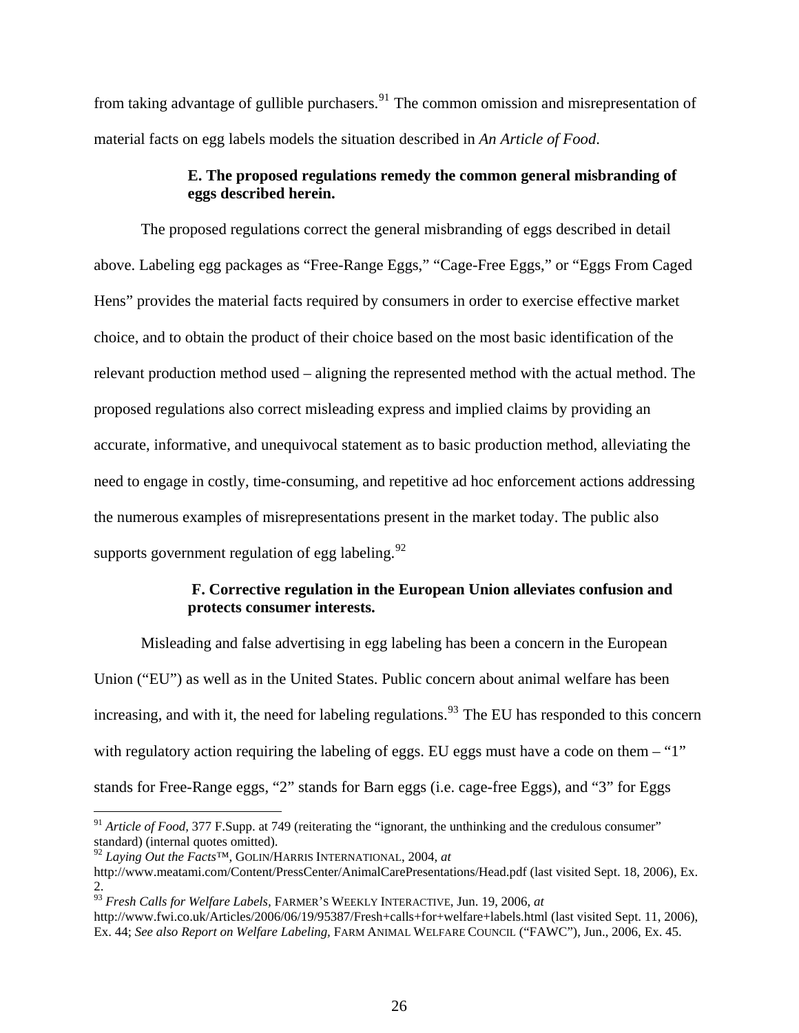from taking advantage of gullible purchasers.[91] The common omission and misrepresentation of material facts on egg labels models the situation described in *An Article of Food*.

### E. The proposed regulations remedy the common general misbranding of eggs described herein.

The proposed regulations correct the general misbranding of eggs described in detail above. Labeling egg packages as "Free-Range Eggs," "Cage-Free Eggs," or "Eggs From Caged Hens" provides the material facts required by consumers in order to exercise effective market choice, and to obtain the product of their choice based on the most basic identification of the relevant production method used – aligning the represented method with the actual method. The proposed regulations also correct misleading express and implied claims by providing an accurate, informative, and unequivocal statement as to basic production method, alleviating the need to engage in costly, time-consuming, and repetitive ad hoc enforcement actions addressing the numerous examples of misrepresentations present in the market today. The public also supports government regulation of egg labeling.[92]

### F. Corrective regulation in the European Union alleviates confusion and protects consumer interests.

Misleading and false advertising in egg labeling has been a concern in the European Union ("EU") as well as in the United States. Public concern about animal welfare has been increasing, and with it, the need for labeling regulations.[93] The EU has responded to this concern with regulatory action requiring the labeling of eggs. EU eggs must have a code on them – "1" stands for Free-Range eggs, "2" stands for Barn eggs (i.e. cage-free Eggs), and "3" for Eggs

---

[91] *Article of Food*, 377 F.Supp. at 749 (reiterating the "ignorant, the unthinking and the credulous consumer" standard) (internal quotes omitted).

[92] *Laying Out the Facts*™, GOLIN/HARRIS INTERNATIONAL, 2004, *at* http://www.meatami.com/Content/PressCenter/AnimalCarePresentations/Head.pdf (last visited Sept. 18, 2006), Ex. 2.

[93] *Fresh Calls for Welfare Labels*, FARMER'S WEEKLY INTERACTIVE, Jun. 19, 2006, *at* http://www.fwi.co.uk/Articles/2006/06/19/95387/Fresh+calls+for+welfare+labels.html (last visited Sept. 11, 2006), Ex. 44; *See also Report on Welfare Labeling*, FARM ANIMAL WELFARE COUNCIL ("FAWC"), Jun., 2006, Ex. 45.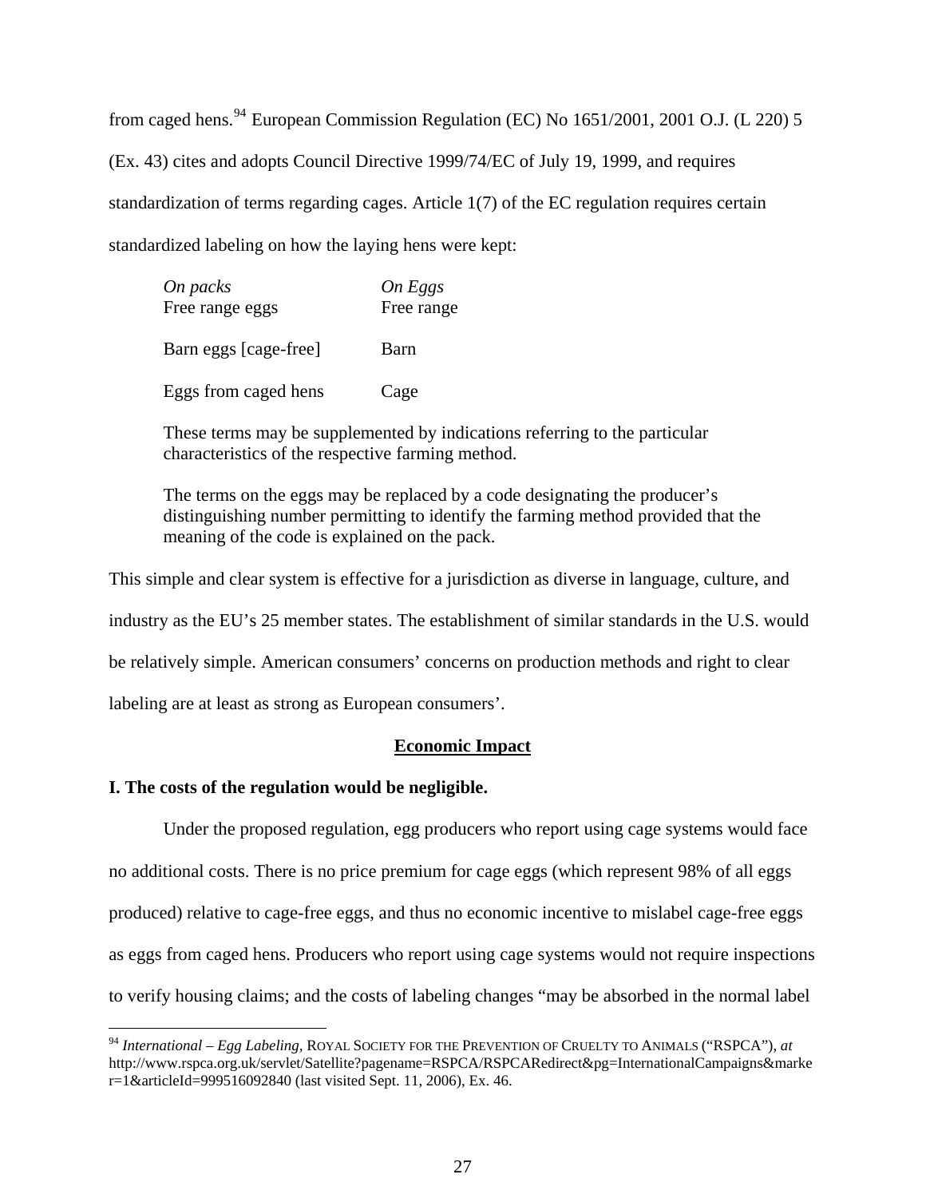from caged hens.[94] European Commission Regulation (EC) No 1651/2001, 2001 O.J. (L 220) 5 (Ex. 43) cites and adopts Council Directive 1999/74/EC of July 19, 1999, and requires standardization of terms regarding cages. Article 1(7) of the EC regulation requires certain standardized labeling on how the laying hens were kept:

| *On packs* | *On Eggs* |
|---|---|
| Free range eggs | Free range |
| Barn eggs [cage-free] | Barn |
| Eggs from caged hens | Cage |

> These terms may be supplemented by indications referring to the particular characteristics of the respective farming method.
>
> The terms on the eggs may be replaced by a code designating the producer's distinguishing number permitting to identify the farming method provided that the meaning of the code is explained on the pack.

This simple and clear system is effective for a jurisdiction as diverse in language, culture, and industry as the EU's 25 member states. The establishment of similar standards in the U.S. would be relatively simple. American consumers' concerns on production methods and right to clear labeling are at least as strong as European consumers'.

## Economic Impact

### I. The costs of the regulation would be negligible.

Under the proposed regulation, egg producers who report using cage systems would face no additional costs. There is no price premium for cage eggs (which represent 98% of all eggs produced) relative to cage-free eggs, and thus no economic incentive to mislabel cage-free eggs as eggs from caged hens. Producers who report using cage systems would not require inspections to verify housing claims; and the costs of labeling changes "may be absorbed in the normal label

---

[94] *International – Egg Labeling*, ROYAL SOCIETY FOR THE PREVENTION OF CRUELTY TO ANIMALS ("RSPCA"), *at* http://www.rspca.org.uk/servlet/Satellite?pagename=RSPCA/RSPCARedirect&pg=InternationalCampaigns&marker=1&articleId=999516092840 (last visited Sept. 11, 2006), Ex. 46.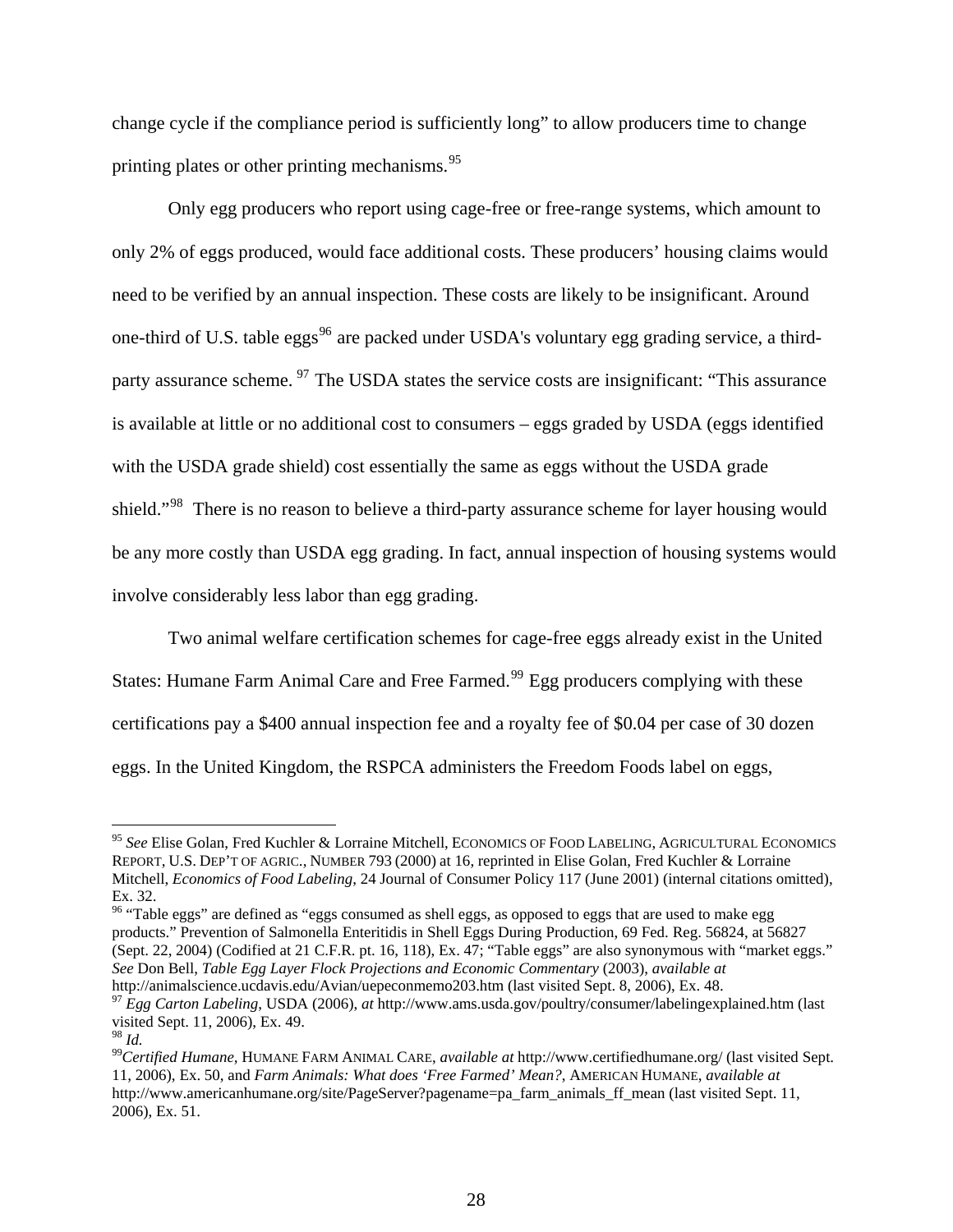change cycle if the compliance period is sufficiently long" to allow producers time to change printing plates or other printing mechanisms.[95]

Only egg producers who report using cage-free or free-range systems, which amount to only 2% of eggs produced, would face additional costs. These producers' housing claims would need to be verified by an annual inspection. These costs are likely to be insignificant. Around one-third of U.S. table eggs[96] are packed under USDA's voluntary egg grading service, a third-party assurance scheme. [97] The USDA states the service costs are insignificant: "This assurance is available at little or no additional cost to consumers – eggs graded by USDA (eggs identified with the USDA grade shield) cost essentially the same as eggs without the USDA grade shield."[98] There is no reason to believe a third-party assurance scheme for layer housing would be any more costly than USDA egg grading. In fact, annual inspection of housing systems would involve considerably less labor than egg grading.

Two animal welfare certification schemes for cage-free eggs already exist in the United States: Humane Farm Animal Care and Free Farmed.[99] Egg producers complying with these certifications pay a $400 annual inspection fee and a royalty fee of $0.04 per case of 30 dozen eggs. In the United Kingdom, the RSPCA administers the Freedom Foods label on eggs,

---

[95] *See* Elise Golan, Fred Kuchler & Lorraine Mitchell, ECONOMICS OF FOOD LABELING, AGRICULTURAL ECONOMICS REPORT, U.S. DEP'T OF AGRIC., NUMBER 793 (2000) at 16, reprinted in Elise Golan, Fred Kuchler & Lorraine Mitchell, *Economics of Food Labeling*, 24 Journal of Consumer Policy 117 (June 2001) (internal citations omitted), Ex. 32.

[96] "Table eggs" are defined as "eggs consumed as shell eggs, as opposed to eggs that are used to make egg products." Prevention of Salmonella Enteritidis in Shell Eggs During Production, 69 Fed. Reg. 56824, at 56827 (Sept. 22, 2004) (Codified at 21 C.F.R. pt. 16, 118), Ex. 47; "Table eggs" are also synonymous with "market eggs." *See* Don Bell, *Table Egg Layer Flock Projections and Economic Commentary* (2003), *available at* http://animalscience.ucdavis.edu/Avian/uepeconmemo203.htm (last visited Sept. 8, 2006), Ex. 48.

[97] *Egg Carton Labeling*, USDA (2006), *at* http://www.ams.usda.gov/poultry/consumer/labelingexplained.htm (last visited Sept. 11, 2006), Ex. 49.

[98] *Id.*

[99] *Certified Humane*, HUMANE FARM ANIMAL CARE, *available at* http://www.certifiedhumane.org/ (last visited Sept. 11, 2006), Ex. 50, and *Farm Animals: What does 'Free Farmed' Mean?*, AMERICAN HUMANE, *available at* http://www.americanhumane.org/site/PageServer?pagename=pa_farm_animals_ff_mean (last visited Sept. 11, 2006), Ex. 51.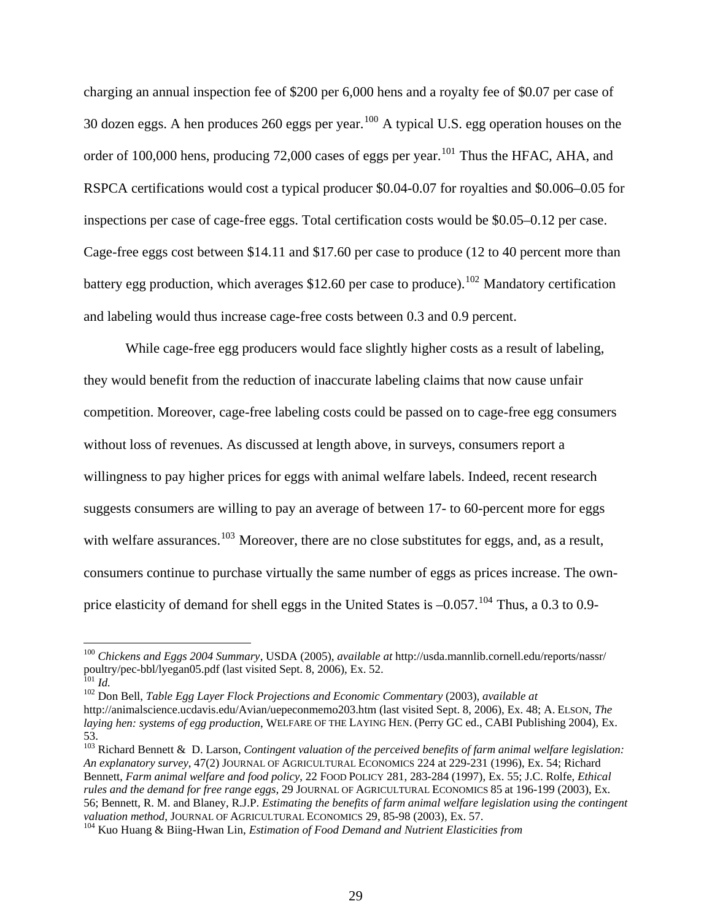charging an annual inspection fee of $200 per 6,000 hens and a royalty fee of $0.07 per case of 30 dozen eggs. A hen produces 260 eggs per year.[100] A typical U.S. egg operation houses on the order of 100,000 hens, producing 72,000 cases of eggs per year.[101] Thus the HFAC, AHA, and RSPCA certifications would cost a typical producer $0.04-0.07 for royalties and $0.006–0.05 for inspections per case of cage-free eggs. Total certification costs would be $0.05–0.12 per case. Cage-free eggs cost between $14.11 and $17.60 per case to produce (12 to 40 percent more than battery egg production, which averages $12.60 per case to produce).[102] Mandatory certification and labeling would thus increase cage-free costs between 0.3 and 0.9 percent.

While cage-free egg producers would face slightly higher costs as a result of labeling, they would benefit from the reduction of inaccurate labeling claims that now cause unfair competition. Moreover, cage-free labeling costs could be passed on to cage-free egg consumers without loss of revenues. As discussed at length above, in surveys, consumers report a willingness to pay higher prices for eggs with animal welfare labels. Indeed, recent research suggests consumers are willing to pay an average of between 17- to 60-percent more for eggs with welfare assurances.[103] Moreover, there are no close substitutes for eggs, and, as a result, consumers continue to purchase virtually the same number of eggs as prices increase. The own-price elasticity of demand for shell eggs in the United States is –0.057.[104] Thus, a 0.3 to 0.9-

---

[100] *Chickens and Eggs 2004 Summary*, USDA (2005), *available at* http://usda.mannlib.cornell.edu/reports/nassr/poultry/pec-bbl/lyegan05.pdf (last visited Sept. 8, 2006), Ex. 52.

[101] *Id.*

[102] Don Bell, *Table Egg Layer Flock Projections and Economic Commentary* (2003), *available at* http://animalscience.ucdavis.edu/Avian/uepeconmemo203.htm (last visited Sept. 8, 2006), Ex. 48; A. ELSON, *The laying hen: systems of egg production*, WELFARE OF THE LAYING HEN. (Perry GC ed., CABI Publishing 2004), Ex. 53.

[103] Richard Bennett & D. Larson, *Contingent valuation of the perceived benefits of farm animal welfare legislation: An explanatory survey*, 47(2) JOURNAL OF AGRICULTURAL ECONOMICS 224 at 229-231 (1996), Ex. 54; Richard Bennett, *Farm animal welfare and food policy*, 22 FOOD POLICY 281, 283-284 (1997), Ex. 55; J.C. Rolfe, *Ethical rules and the demand for free range eggs*, 29 JOURNAL OF AGRICULTURAL ECONOMICS 85 at 196-199 (2003), Ex. 56; Bennett, R. M. and Blaney, R.J.P. *Estimating the benefits of farm animal welfare legislation using the contingent valuation method*, JOURNAL OF AGRICULTURAL ECONOMICS 29, 85-98 (2003), Ex. 57.

[104] Kuo Huang & Biing-Hwan Lin, *Estimation of Food Demand and Nutrient Elasticities from*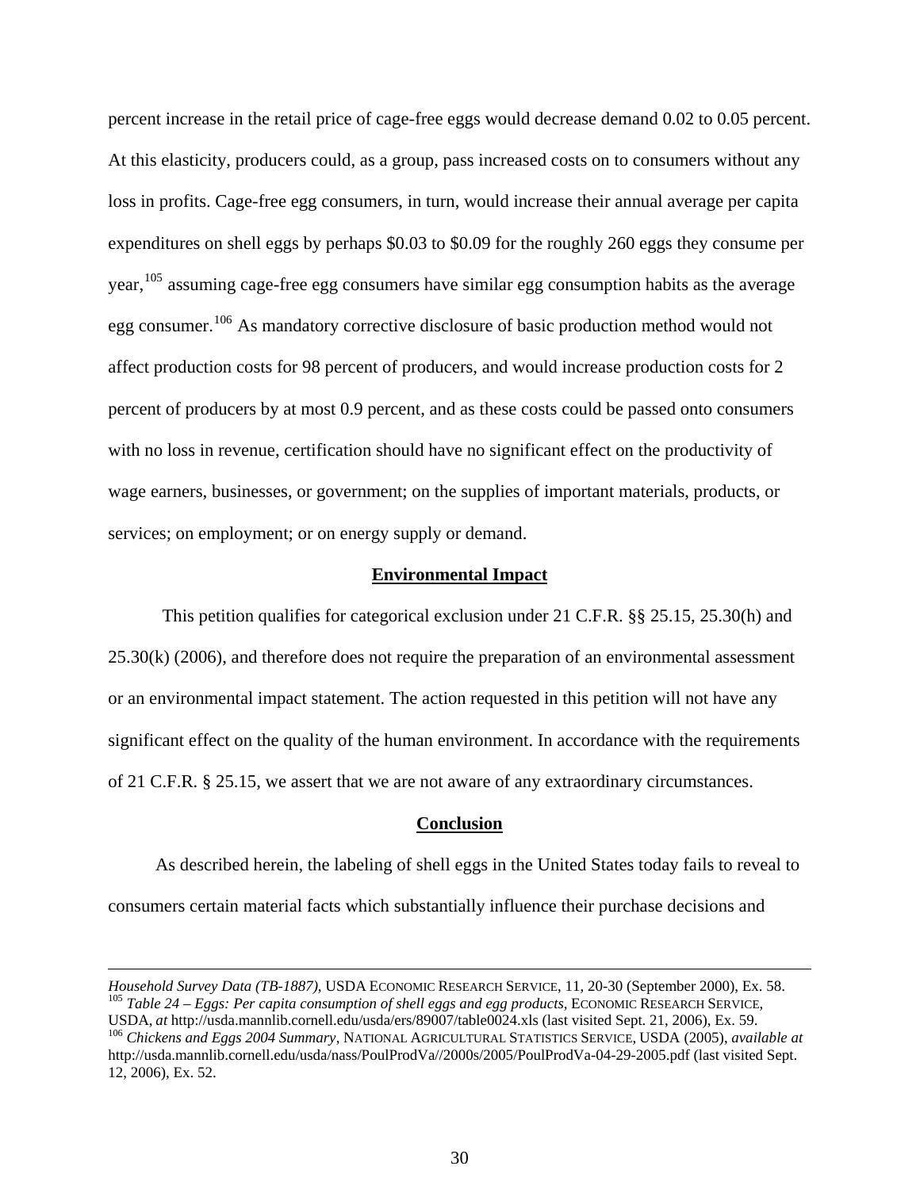percent increase in the retail price of cage-free eggs would decrease demand 0.02 to 0.05 percent. At this elasticity, producers could, as a group, pass increased costs on to consumers without any loss in profits. Cage-free egg consumers, in turn, would increase their annual average per capita expenditures on shell eggs by perhaps \$0.03 to \$0.09 for the roughly 260 eggs they consume per year,[105] assuming cage-free egg consumers have similar egg consumption habits as the average egg consumer.[106] As mandatory corrective disclosure of basic production method would not affect production costs for 98 percent of producers, and would increase production costs for 2 percent of producers by at most 0.9 percent, and as these costs could be passed onto consumers with no loss in revenue, certification should have no significant effect on the productivity of wage earners, businesses, or government; on the supplies of important materials, products, or services; on employment; or on energy supply or demand.

## Environmental Impact

This petition qualifies for categorical exclusion under 21 C.F.R. §§ 25.15, 25.30(h) and 25.30(k) (2006), and therefore does not require the preparation of an environmental assessment or an environmental impact statement. The action requested in this petition will not have any significant effect on the quality of the human environment. In accordance with the requirements of 21 C.F.R. § 25.15, we assert that we are not aware of any extraordinary circumstances.

## Conclusion

As described herein, the labeling of shell eggs in the United States today fails to reveal to consumers certain material facts which substantially influence their purchase decisions and

---

*Household Survey Data (TB-1887)*, USDA ECONOMIC RESEARCH SERVICE, 11, 20-30 (September 2000), Ex. 58.

[105] *Table 24 – Eggs: Per capita consumption of shell eggs and egg products*, ECONOMIC RESEARCH SERVICE, USDA, *at* http://usda.mannlib.cornell.edu/usda/ers/89007/table0024.xls (last visited Sept. 21, 2006), Ex. 59.

[106] *Chickens and Eggs 2004 Summary*, NATIONAL AGRICULTURAL STATISTICS SERVICE, USDA (2005), *available at* http://usda.mannlib.cornell.edu/usda/nass/PoulProdVa//2000s/2005/PoulProdVa-04-29-2005.pdf (last visited Sept. 12, 2006), Ex. 52.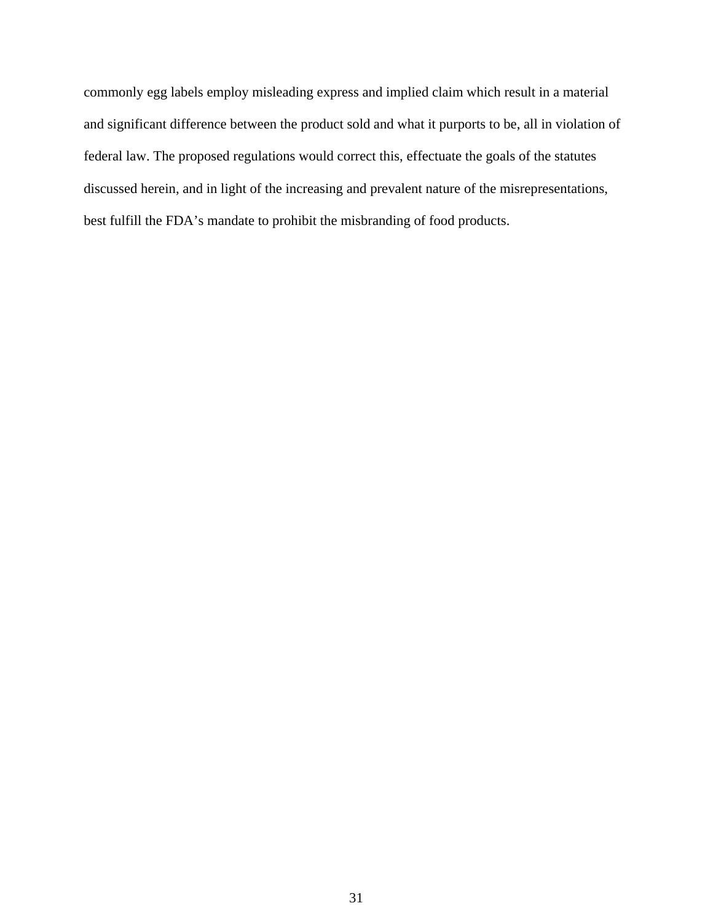commonly egg labels employ misleading express and implied claim which result in a material and significant difference between the product sold and what it purports to be, all in violation of federal law. The proposed regulations would correct this, effectuate the goals of the statutes discussed herein, and in light of the increasing and prevalent nature of the misrepresentations, best fulfill the FDA's mandate to prohibit the misbranding of food products.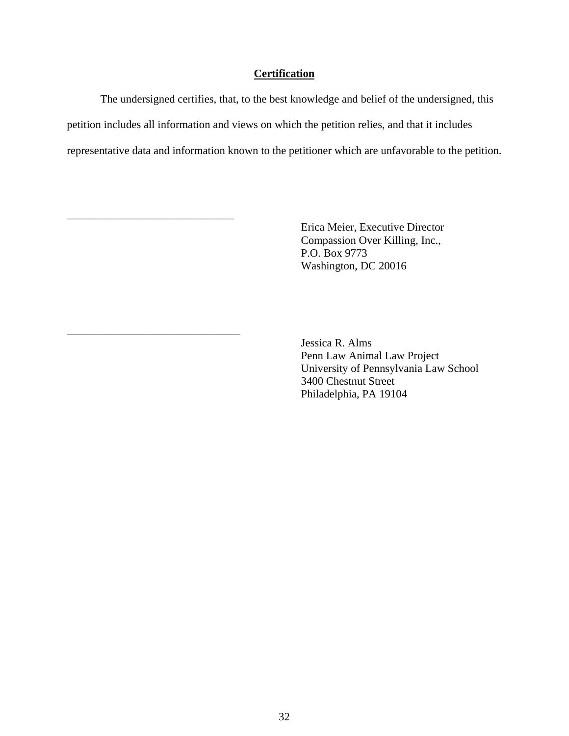## **Certification**

The undersigned certifies, that, to the best knowledge and belief of the undersigned, this petition includes all information and views on which the petition relies, and that it includes representative data and information known to the petitioner which are unfavorable to the petition.

______________________________

Erica Meier, Executive Director
Compassion Over Killing, Inc.,
P.O. Box 9773
Washington, DC 20016

______________________________

Jessica R. Alms
Penn Law Animal Law Project
University of Pennsylvania Law School
3400 Chestnut Street
Philadelphia, PA 19104